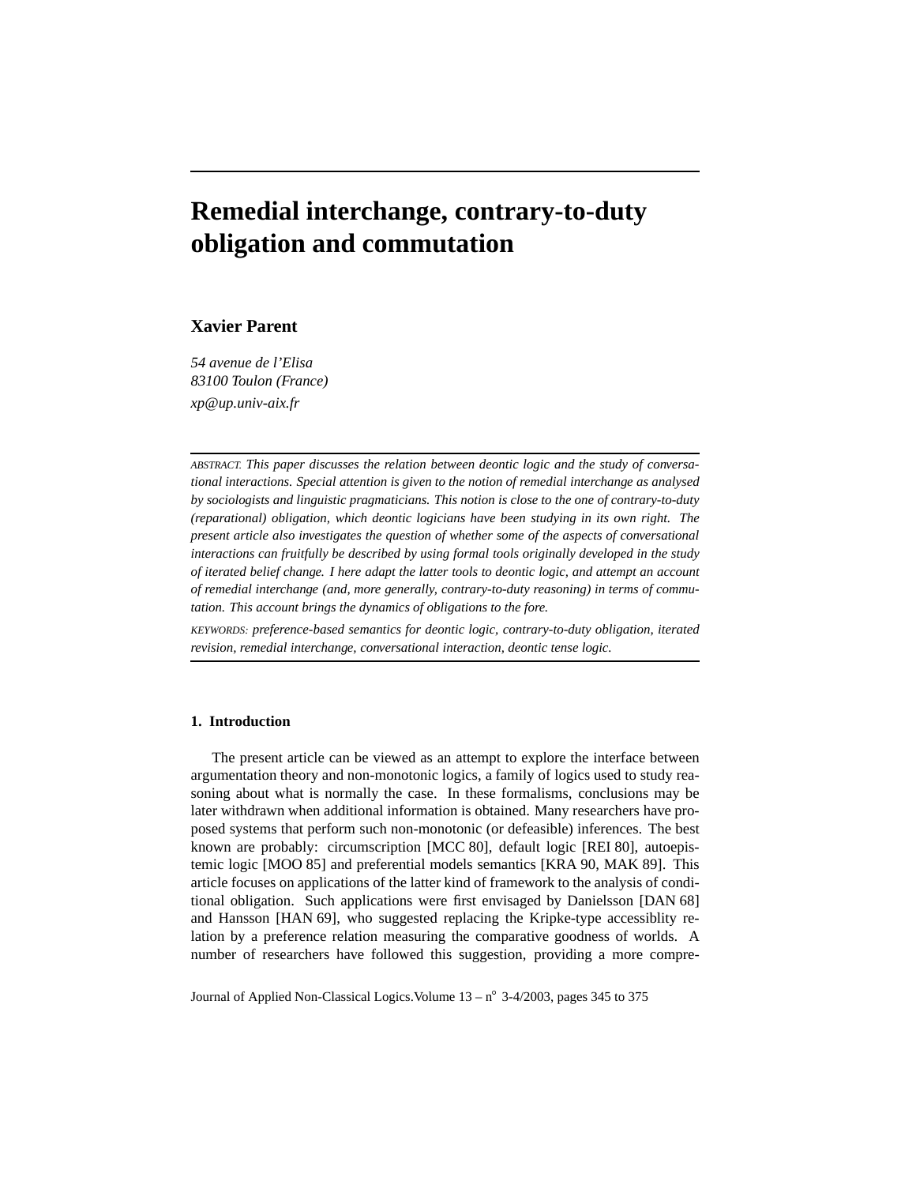# Remedial interchange, contrary-to-duty obligation and commutation

**Xavier Parent**

*54 avenue de l'Elisa*
*83100 Toulon (France)*
*xp@up.univ-aix.fr*

ABSTRACT. *This paper discusses the relation between deontic logic and the study of conversational interactions. Special attention is given to the notion of remedial interchange as analysed by sociologists and linguistic pragmaticians. This notion is close to the one of contrary-to-duty (reparational) obligation, which deontic logicians have been studying in its own right. The present article also investigates the question of whether some of the aspects of conversational interactions can fruitfully be described by using formal tools originally developed in the study of iterated belief change. I here adapt the latter tools to deontic logic, and attempt an account of remedial interchange (and, more generally, contrary-to-duty reasoning) in terms of commutation. This account brings the dynamics of obligations to the fore.*

KEYWORDS: *preference-based semantics for deontic logic, contrary-to-duty obligation, iterated revision, remedial interchange, conversational interaction, deontic tense logic.*

## 1. Introduction

The present article can be viewed as an attempt to explore the interface between argumentation theory and non-monotonic logics, a family of logics used to study reasoning about what is normally the case. In these formalisms, conclusions may be later withdrawn when additional information is obtained. Many researchers have proposed systems that perform such non-monotonic (or defeasible) inferences. The best known are probably: circumscription [MCC 80], default logic [REI 80], autoepistemic logic [MOO 85] and preferential models semantics [KRA 90, MAK 89]. This article focuses on applications of the latter kind of framework to the analysis of conditional obligation. Such applications were first envisaged by Danielsson [DAN 68] and Hansson [HAN 69], who suggested replacing the Kripke-type accessiblity relation by a preference relation measuring the comparative goodness of worlds. A number of researchers have followed this suggestion, providing a more compre-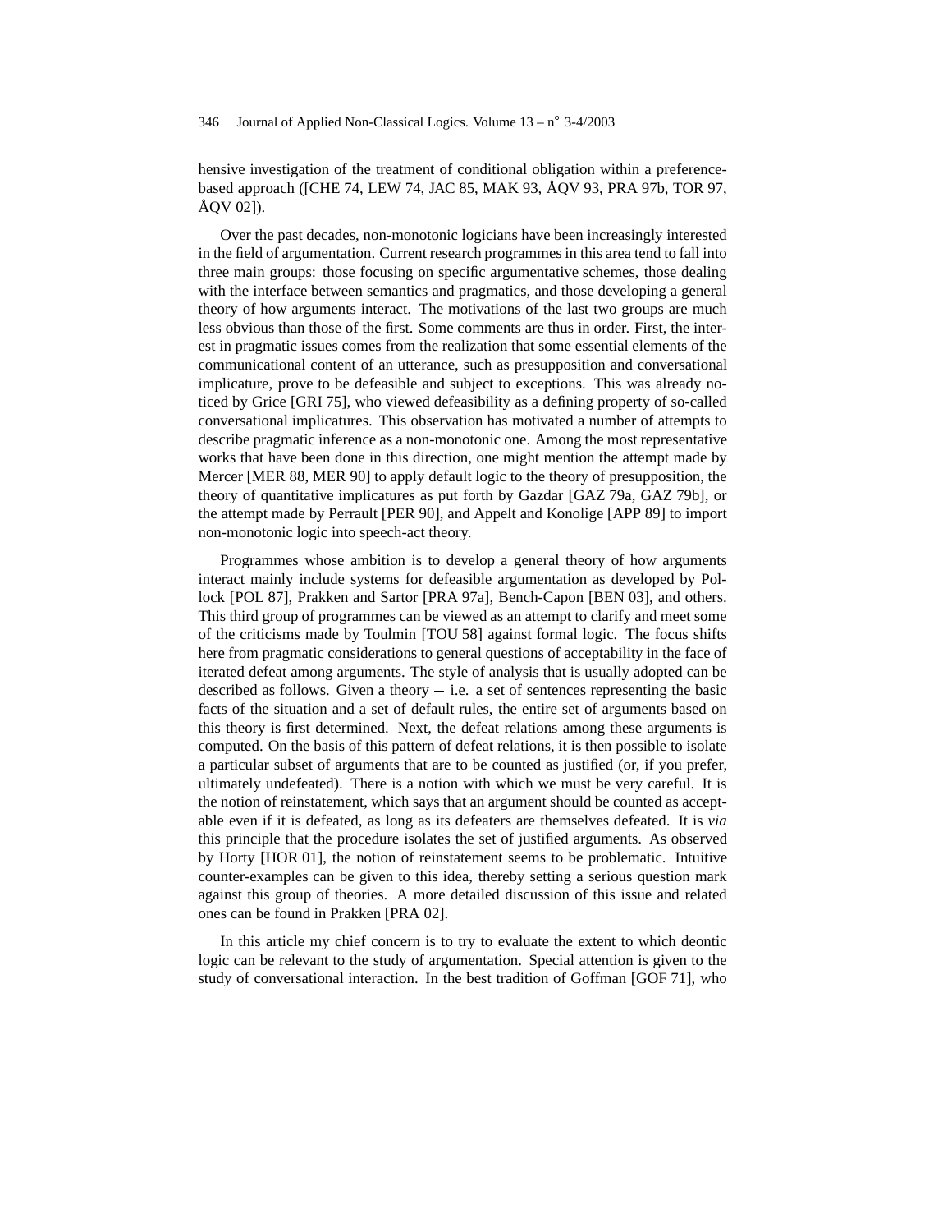hensive investigation of the treatment of conditional obligation within a preference-based approach ([CHE 74, LEW 74, JAC 85, MAK 93, ÅQV 93, PRA 97b, TOR 97, ÅQV 02]).

Over the past decades, non-monotonic logicians have been increasingly interested in the field of argumentation. Current research programmes in this area tend to fall into three main groups: those focusing on specific argumentative schemes, those dealing with the interface between semantics and pragmatics, and those developing a general theory of how arguments interact. The motivations of the last two groups are much less obvious than those of the first. Some comments are thus in order. First, the interest in pragmatic issues comes from the realization that some essential elements of the communicational content of an utterance, such as presupposition and conversational implicature, prove to be defeasible and subject to exceptions. This was already noticed by Grice [GRI 75], who viewed defeasibility as a defining property of so-called conversational implicatures. This observation has motivated a number of attempts to describe pragmatic inference as a non-monotonic one. Among the most representative works that have been done in this direction, one might mention the attempt made by Mercer [MER 88, MER 90] to apply default logic to the theory of presupposition, the theory of quantitative implicatures as put forth by Gazdar [GAZ 79a, GAZ 79b], or the attempt made by Perrault [PER 90], and Appelt and Konolige [APP 89] to import non-monotonic logic into speech-act theory.

Programmes whose ambition is to develop a general theory of how arguments interact mainly include systems for defeasible argumentation as developed by Pollock [POL 87], Prakken and Sartor [PRA 97a], Bench-Capon [BEN 03], and others. This third group of programmes can be viewed as an attempt to clarify and meet some of the criticisms made by Toulmin [TOU 58] against formal logic. The focus shifts here from pragmatic considerations to general questions of acceptability in the face of iterated defeat among arguments. The style of analysis that is usually adopted can be described as follows. Given a theory – i.e. a set of sentences representing the basic facts of the situation and a set of default rules, the entire set of arguments based on this theory is first determined. Next, the defeat relations among these arguments is computed. On the basis of this pattern of defeat relations, it is then possible to isolate a particular subset of arguments that are to be counted as justified (or, if you prefer, ultimately undefeated). There is a notion with which we must be very careful. It is the notion of reinstatement, which says that an argument should be counted as acceptable even if it is defeated, as long as its defeaters are themselves defeated. It is *via* this principle that the procedure isolates the set of justified arguments. As observed by Horty [HOR 01], the notion of reinstatement seems to be problematic. Intuitive counter-examples can be given to this idea, thereby setting a serious question mark against this group of theories. A more detailed discussion of this issue and related ones can be found in Prakken [PRA 02].

In this article my chief concern is to try to evaluate the extent to which deontic logic can be relevant to the study of argumentation. Special attention is given to the study of conversational interaction. In the best tradition of Goffman [GOF 71], who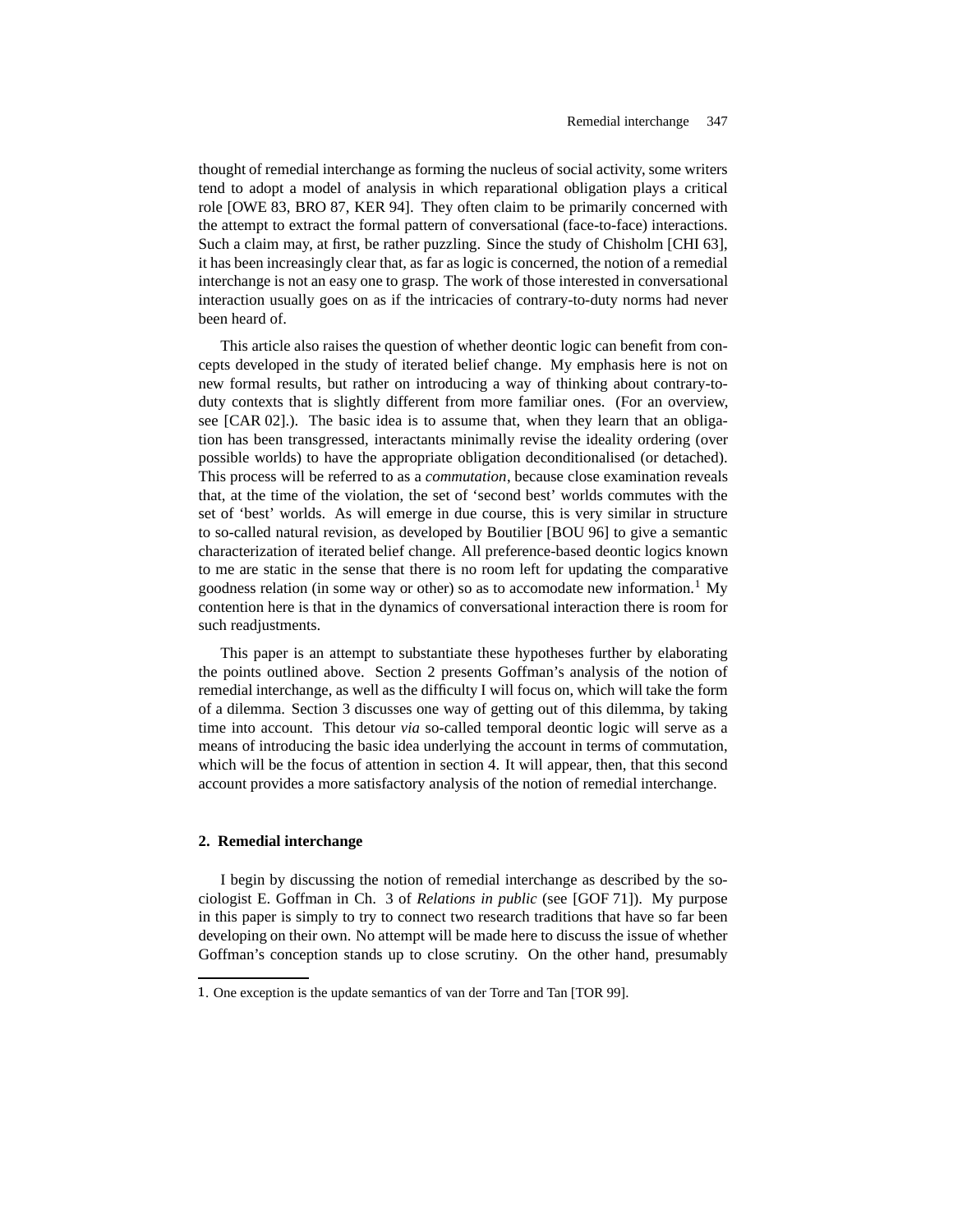thought of remedial interchange as forming the nucleus of social activity, some writers tend to adopt a model of analysis in which reparational obligation plays a critical role [OWE 83, BRO 87, KER 94]. They often claim to be primarily concerned with the attempt to extract the formal pattern of conversational (face-to-face) interactions. Such a claim may, at first, be rather puzzling. Since the study of Chisholm [CHI 63], it has been increasingly clear that, as far as logic is concerned, the notion of a remedial interchange is not an easy one to grasp. The work of those interested in conversational interaction usually goes on as if the intricacies of contrary-to-duty norms had never been heard of.

This article also raises the question of whether deontic logic can benefit from concepts developed in the study of iterated belief change. My emphasis here is not on new formal results, but rather on introducing a way of thinking about contrary-to-duty contexts that is slightly different from more familiar ones. (For an overview, see [CAR 02].). The basic idea is to assume that, when they learn that an obligation has been transgressed, interactants minimally revise the ideality ordering (over possible worlds) to have the appropriate obligation deconditionalised (or detached). This process will be referred to as a *commutation*, because close examination reveals that, at the time of the violation, the set of 'second best' worlds commutes with the set of 'best' worlds. As will emerge in due course, this is very similar in structure to so-called natural revision, as developed by Boutilier [BOU 96] to give a semantic characterization of iterated belief change. All preference-based deontic logics known to me are static in the sense that there is no room left for updating the comparative goodness relation (in some way or other) so as to accomodate new information.[1] My contention here is that in the dynamics of conversational interaction there is room for such readjustments.

This paper is an attempt to substantiate these hypotheses further by elaborating the points outlined above. Section 2 presents Goffman's analysis of the notion of remedial interchange, as well as the difficulty I will focus on, which will take the form of a dilemma. Section 3 discusses one way of getting out of this dilemma, by taking time into account. This detour *via* so-called temporal deontic logic will serve as a means of introducing the basic idea underlying the account in terms of commutation, which will be the focus of attention in section 4. It will appear, then, that this second account provides a more satisfactory analysis of the notion of remedial interchange.

## 2. Remedial interchange

I begin by discussing the notion of remedial interchange as described by the sociologist E. Goffman in Ch. 3 of *Relations in public* (see [GOF 71]). My purpose in this paper is simply to try to connect two research traditions that have so far been developing on their own. No attempt will be made here to discuss the issue of whether Goffman's conception stands up to close scrutiny. On the other hand, presumably

1. One exception is the update semantics of van der Torre and Tan [TOR 99].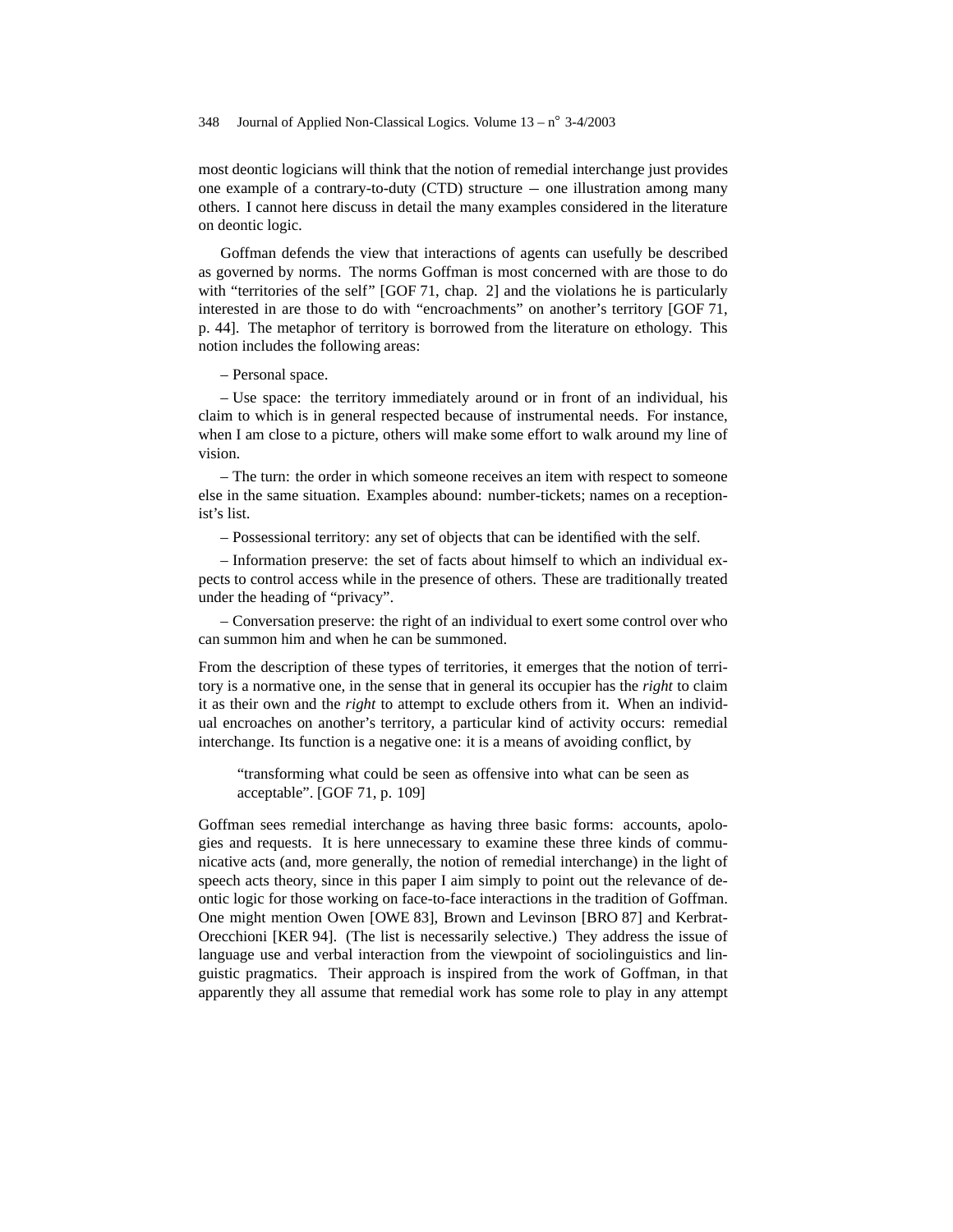most deontic logicians will think that the notion of remedial interchange just provides one example of a contrary-to-duty (CTD) structure – one illustration among many others. I cannot here discuss in detail the many examples considered in the literature on deontic logic.

Goffman defends the view that interactions of agents can usefully be described as governed by norms. The norms Goffman is most concerned with are those to do with "territories of the self" [GOF 71, chap. 2] and the violations he is particularly interested in are those to do with "encroachments" on another's territory [GOF 71, p. 44]. The metaphor of territory is borrowed from the literature on ethology. This notion includes the following areas:

– Personal space.

– Use space: the territory immediately around or in front of an individual, his claim to which is in general respected because of instrumental needs. For instance, when I am close to a picture, others will make some effort to walk around my line of vision.

– The turn: the order in which someone receives an item with respect to someone else in the same situation. Examples abound: number-tickets; names on a receptionist's list.

– Possessional territory: any set of objects that can be identified with the self.

– Information preserve: the set of facts about himself to which an individual expects to control access while in the presence of others. These are traditionally treated under the heading of "privacy".

– Conversation preserve: the right of an individual to exert some control over who can summon him and when he can be summoned.

From the description of these types of territories, it emerges that the notion of territory is a normative one, in the sense that in general its occupier has the *right* to claim it as their own and the *right* to attempt to exclude others from it. When an individual encroaches on another's territory, a particular kind of activity occurs: remedial interchange. Its function is a negative one: it is a means of avoiding conflict, by

> "transforming what could be seen as offensive into what can be seen as acceptable". [GOF 71, p. 109]

Goffman sees remedial interchange as having three basic forms: accounts, apologies and requests. It is here unnecessary to examine these three kinds of communicative acts (and, more generally, the notion of remedial interchange) in the light of speech acts theory, since in this paper I aim simply to point out the relevance of deontic logic for those working on face-to-face interactions in the tradition of Goffman. One might mention Owen [OWE 83], Brown and Levinson [BRO 87] and Kerbrat-Orecchioni [KER 94]. (The list is necessarily selective.) They address the issue of language use and verbal interaction from the viewpoint of sociolinguistics and linguistic pragmatics. Their approach is inspired from the work of Goffman, in that apparently they all assume that remedial work has some role to play in any attempt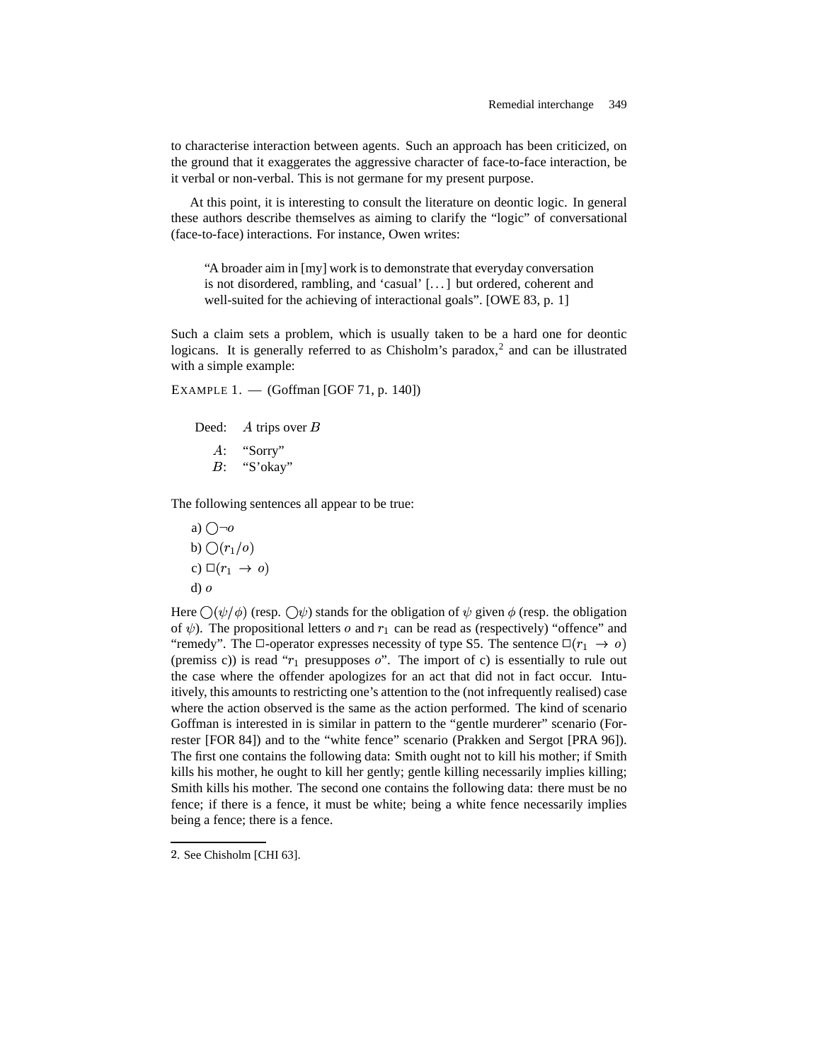to characterise interaction between agents. Such an approach has been criticized, on the ground that it exaggerates the aggressive character of face-to-face interaction, be it verbal or non-verbal. This is not germane for my present purpose.

At this point, it is interesting to consult the literature on deontic logic. In general these authors describe themselves as aiming to clarify the "logic" of conversational (face-to-face) interactions. For instance, Owen writes:

> "A broader aim in [my] work is to demonstrate that everyday conversation is not disordered, rambling, and 'casual' [...] but ordered, coherent and well-suited for the achieving of interactional goals". [OWE 83, p. 1]

Such a claim sets a problem, which is usually taken to be a hard one for deontic logicans. It is generally referred to as Chisholm's paradox,[2] and can be illustrated with a simple example:

EXAMPLE 1. — (Goffman [GOF 71, p. 140])

Deed: $A$ trips over $B$

$A$: "Sorry"
$B$: "S'okay"

The following sentences all appear to be true:

a) $\bigcirc\neg o$
b) $\bigcirc(r_1/o)$
c) $\Box(r_1 \rightarrow o)$
d) $o$

Here $\bigcirc(\psi/\phi)$ (resp. $\bigcirc\psi$) stands for the obligation of $\psi$ given $\phi$ (resp. the obligation of $\psi$). The propositional letters $o$ and $r_1$ can be read as (respectively) "offence" and "remedy". The $\Box$-operator expresses necessity of type S5. The sentence $\Box(r_1 \rightarrow o)$ (premiss c)) is read "$r_1$ presupposes $o$". The import of c) is essentially to rule out the case where the offender apologizes for an act that did not in fact occur. Intuitively, this amounts to restricting one's attention to the (not infrequently realised) case where the action observed is the same as the action performed. The kind of scenario Goffman is interested in is similar in pattern to the "gentle murderer" scenario (Forrester [FOR 84]) and to the "white fence" scenario (Prakken and Sergot [PRA 96]). The first one contains the following data: Smith ought not to kill his mother; if Smith kills his mother, he ought to kill her gently; gentle killing necessarily implies killing; Smith kills his mother. The second one contains the following data: there must be no fence; if there is a fence, it must be white; being a white fence necessarily implies being a fence; there is a fence.

2. See Chisholm [CHI 63].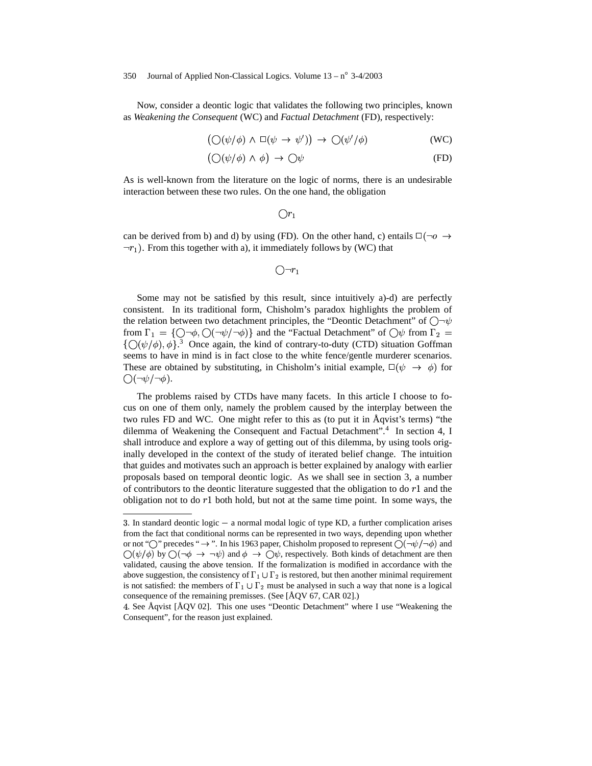Now, consider a deontic logic that validates the following two principles, known as *Weakening the Consequent* (WC) and *Factual Detachment* (FD), respectively:

$$\big(\bigcirc(\psi/\phi) \wedge \Box(\psi \rightarrow \psi')\big) \rightarrow \bigcirc(\psi'/\phi) \quad \text{(WC)}$$

$$\big(\bigcirc(\psi/\phi) \wedge \phi\big) \rightarrow \bigcirc\psi \quad \text{(FD)}$$

As is well-known from the literature on the logic of norms, there is an undesirable interaction between these two rules. On the one hand, the obligation

$$\bigcirc r_1$$

can be derived from b) and d) by using (FD). On the other hand, c) entails $\Box(\neg o \rightarrow \neg r_1)$. From this together with a), it immediately follows by (WC) that

$$\bigcirc\neg r_1$$

Some may not be satisfied by this result, since intuitively a)-d) are perfectly consistent. In its traditional form, Chisholm's paradox highlights the problem of the relation between two detachment principles, the "Deontic Detachment" of $\bigcirc\neg\psi$ from $\Gamma_1 = \{\bigcirc\neg\phi, \bigcirc(\neg\psi/\neg\phi)\}$ and the "Factual Detachment" of $\bigcirc\psi$ from $\Gamma_2 = \{\bigcirc(\psi/\phi), \phi\}$.[3] Once again, the kind of contrary-to-duty (CTD) situation Goffman seems to have in mind is in fact close to the white fence/gentle murderer scenarios. These are obtained by substituting, in Chisholm's initial example, $\Box(\psi \rightarrow \phi)$ for $\bigcirc(\neg\psi/\neg\phi)$.

The problems raised by CTDs have many facets. In this article I choose to focus on one of them only, namely the problem caused by the interplay between the two rules FD and WC. One might refer to this as (to put it in Åqvist's terms) "the dilemma of Weakening the Consequent and Factual Detachment".[4] In section 4, I shall introduce and explore a way of getting out of this dilemma, by using tools originally developed in the context of the study of iterated belief change. The intuition that guides and motivates such an approach is better explained by analogy with earlier proposals based on temporal deontic logic. As we shall see in section 3, a number of contributors to the deontic literature suggested that the obligation to do $r1$ and the obligation not to do $r1$ both hold, but not at the same time point. In some ways, the

---

3. In standard deontic logic – a normal modal logic of type KD, a further complication arises from the fact that conditional norms can be represented in two ways, depending upon whether or not "$\bigcirc$" precedes "$\rightarrow$". In his 1963 paper, Chisholm proposed to represent $\bigcirc(\neg\psi/\neg\phi)$ and $\bigcirc(\psi/\phi)$ by $\bigcirc(\neg\phi \rightarrow \neg\psi)$ and $\phi \rightarrow \bigcirc\psi$, respectively. Both kinds of detachment are then validated, causing the above tension. If the formalization is modified in accordance with the above suggestion, the consistency of $\Gamma_1 \cup \Gamma_2$ is restored, but then another minimal requirement is not satisfied: the members of $\Gamma_1 \cup \Gamma_2$ must be analysed in such a way that none is a logical consequence of the remaining premisses. (See [ÅQV 67, CAR 02].)

4. See Åqvist [ÅQV 02]. This one uses "Deontic Detachment" where I use "Weakening the Consequent", for the reason just explained.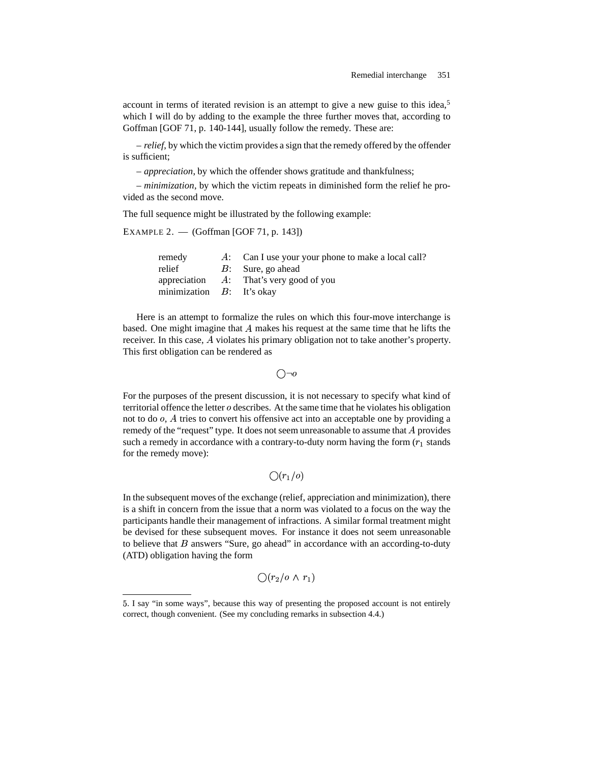account in terms of iterated revision is an attempt to give a new guise to this idea,[5] which I will do by adding to the example the three further moves that, according to Goffman [GOF 71, p. 140-144], usually follow the remedy. These are:

– *relief*, by which the victim provides a sign that the remedy offered by the offender is sufficient;

– *appreciation*, by which the offender shows gratitude and thankfulness;

– *minimization*, by which the victim repeats in diminished form the relief he provided as the second move.

The full sequence might be illustrated by the following example:

EXAMPLE 2. — (Goffman [GOF 71, p. 143])

| | | |
|---|---|---|
| remedy | $A$: | Can I use your your phone to make a local call? |
| relief | $B$: | Sure, go ahead |
| appreciation | $A$: | That's very good of you |
| minimization | $B$: | It's okay |

Here is an attempt to formalize the rules on which this four-move interchange is based. One might imagine that $A$ makes his request at the same time that he lifts the receiver. In this case, $A$ violates his primary obligation not to take another's property. This first obligation can be rendered as

$$\bigcirc\neg o$$

For the purposes of the present discussion, it is not necessary to specify what kind of territorial offence the letter $o$ describes. At the same time that he violates his obligation not to do $o$, $A$ tries to convert his offensive act into an acceptable one by providing a remedy of the "request" type. It does not seem unreasonable to assume that $A$ provides such a remedy in accordance with a contrary-to-duty norm having the form ($r_1$ stands for the remedy move):

$$\bigcirc(r_1/o)$$

In the subsequent moves of the exchange (relief, appreciation and minimization), there is a shift in concern from the issue that a norm was violated to a focus on the way the participants handle their management of infractions. A similar formal treatment might be devised for these subsequent moves. For instance it does not seem unreasonable to believe that $B$ answers "Sure, go ahead" in accordance with an according-to-duty (ATD) obligation having the form

$$\bigcirc(r_2/o \wedge r_1)$$

5. I say "in some ways", because this way of presenting the proposed account is not entirely correct, though convenient. (See my concluding remarks in subsection 4.4.)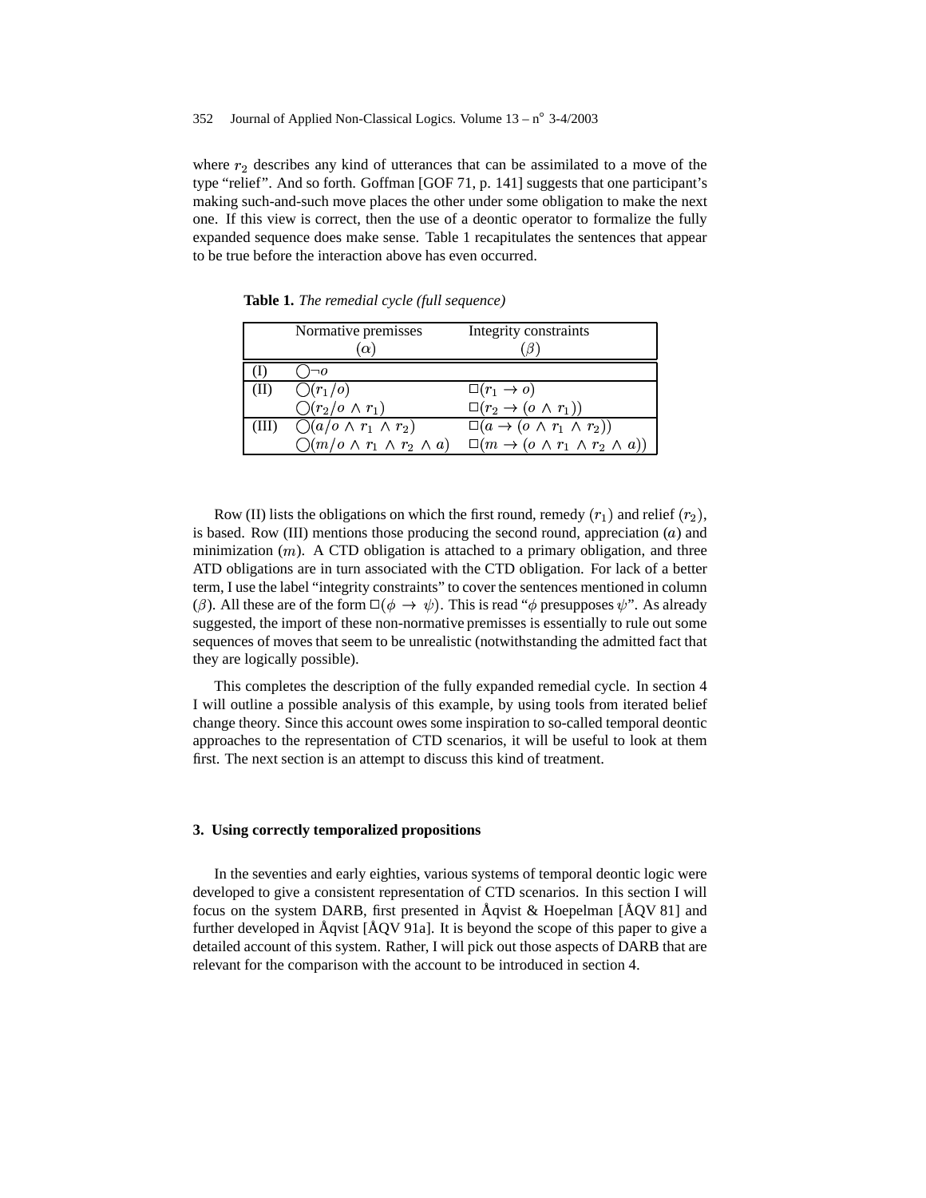where $r_2$ describes any kind of utterances that can be assimilated to a move of the type "relief". And so forth. Goffman [GOF 71, p. 141] suggests that one participant's making such-and-such move places the other under some obligation to make the next one. If this view is correct, then the use of a deontic operator to formalize the fully expanded sequence does make sense. Table 1 recapitulates the sentences that appear to be true before the interaction above has even occurred.

**Table 1.** *The remedial cycle (full sequence)*

| | Normative premisses ($\alpha$) | Integrity constraints ($\beta$) |
|---|---|---|
| (I) | $\bigcirc\neg o$ | |
| (II) | $\bigcirc(r_1/o)$ | $\Box(r_1 \rightarrow o)$ |
| | $\bigcirc(r_2/o \wedge r_1)$ | $\Box(r_2 \rightarrow (o \wedge r_1))$ |
| (III) | $\bigcirc(a/o \wedge r_1 \wedge r_2)$ | $\Box(a \rightarrow (o \wedge r_1 \wedge r_2))$ |
| | $\bigcirc(m/o \wedge r_1 \wedge r_2 \wedge a)$ | $\Box(m \rightarrow (o \wedge r_1 \wedge r_2 \wedge a))$ |

Row (II) lists the obligations on which the first round, remedy ($r_1$) and relief ($r_2$), is based. Row (III) mentions those producing the second round, appreciation ($a$) and minimization ($m$). A CTD obligation is attached to a primary obligation, and three ATD obligations are in turn associated with the CTD obligation. For lack of a better term, I use the label "integrity constraints" to cover the sentences mentioned in column ($\beta$). All these are of the form $\Box(\phi \rightarrow \psi)$. This is read "$\phi$ presupposes $\psi$". As already suggested, the import of these non-normative premisses is essentially to rule out some sequences of moves that seem to be unrealistic (notwithstanding the admitted fact that they are logically possible).

This completes the description of the fully expanded remedial cycle. In section 4 I will outline a possible analysis of this example, by using tools from iterated belief change theory. Since this account owes some inspiration to so-called temporal deontic approaches to the representation of CTD scenarios, it will be useful to look at them first. The next section is an attempt to discuss this kind of treatment.

## 3. Using correctly temporalized propositions

In the seventies and early eighties, various systems of temporal deontic logic were developed to give a consistent representation of CTD scenarios. In this section I will focus on the system DARB, first presented in Åqvist & Hoepelman [ÅQV 81] and further developed in Åqvist [ÅQV 91a]. It is beyond the scope of this paper to give a detailed account of this system. Rather, I will pick out those aspects of DARB that are relevant for the comparison with the account to be introduced in section 4.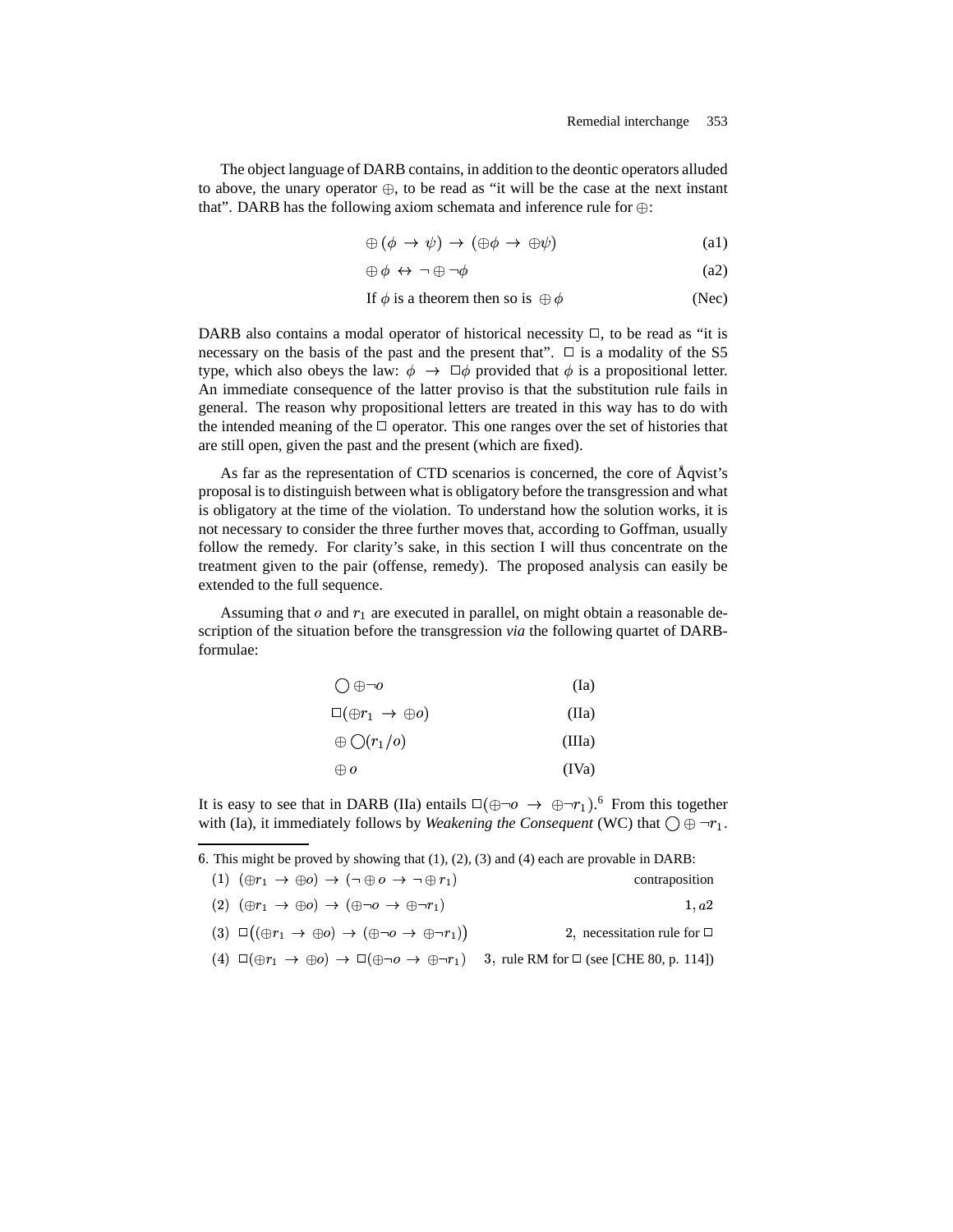The object language of DARB contains, in addition to the deontic operators alluded to above, the unary operator $\oplus$, to be read as "it will be the case at the next instant that". DARB has the following axiom schemata and inference rule for $\oplus$:

$$\oplus(\phi \to \psi) \to (\oplus\phi \to \oplus\psi) \tag{a1}$$

$$\oplus\phi \leftrightarrow \neg\oplus\neg\phi \tag{a2}$$

$$\text{If } \phi \text{ is a theorem then so is } \oplus\phi \tag{Nec}$$

DARB also contains a modal operator of historical necessity $\Box$, to be read as "it is necessary on the basis of the past and the present that". $\Box$ is a modality of the S5 type, which also obeys the law: $\phi \to \Box\phi$ provided that $\phi$ is a propositional letter. An immediate consequence of the latter proviso is that the substitution rule fails in general. The reason why propositional letters are treated in this way has to do with the intended meaning of the $\Box$ operator. This one ranges over the set of histories that are still open, given the past and the present (which are fixed).

As far as the representation of CTD scenarios is concerned, the core of Åqvist's proposal is to distinguish between what is obligatory before the transgression and what is obligatory at the time of the violation. To understand how the solution works, it is not necessary to consider the three further moves that, according to Goffman, usually follow the remedy. For clarity's sake, in this section I will thus concentrate on the treatment given to the pair (offense, remedy). The proposed analysis can easily be extended to the full sequence.

Assuming that $o$ and $r_1$ are executed in parallel, on might obtain a reasonable description of the situation before the transgression *via* the following quartet of DARB-formulae:

$$\bigcirc\oplus\neg o \tag{Ia}$$

$$\Box(\oplus r_1 \to \oplus o) \tag{IIa}$$

$$\oplus\bigcirc(r_1/o) \tag{IIIa}$$

$$\oplus o \tag{IVa}$$

It is easy to see that in DARB (IIa) entails $\Box(\oplus\neg o \to \oplus\neg r_1)$.[6] From this together with (Ia), it immediately follows by *Weakening the Consequent* (WC) that $\bigcirc\oplus\neg r_1$.

---

6. This might be proved by showing that (1), (2), (3) and (4) each are provable in DARB:

(1) $(\oplus r_1 \to \oplus o) \to (\neg\oplus o \to \neg\oplus r_1)$ — contraposition

(2) $(\oplus r_1 \to \oplus o) \to (\oplus\neg o \to \oplus\neg r_1)$ — $1, a2$

(3) $\Box\big((\oplus r_1 \to \oplus o) \to (\oplus\neg o \to \oplus\neg r_1)\big)$ — $2$, necessitation rule for $\Box$

(4) $\Box(\oplus r_1 \to \oplus o) \to \Box(\oplus\neg o \to \oplus\neg r_1)$ — $3$, rule RM for $\Box$ (see [CHE 80, p. 114])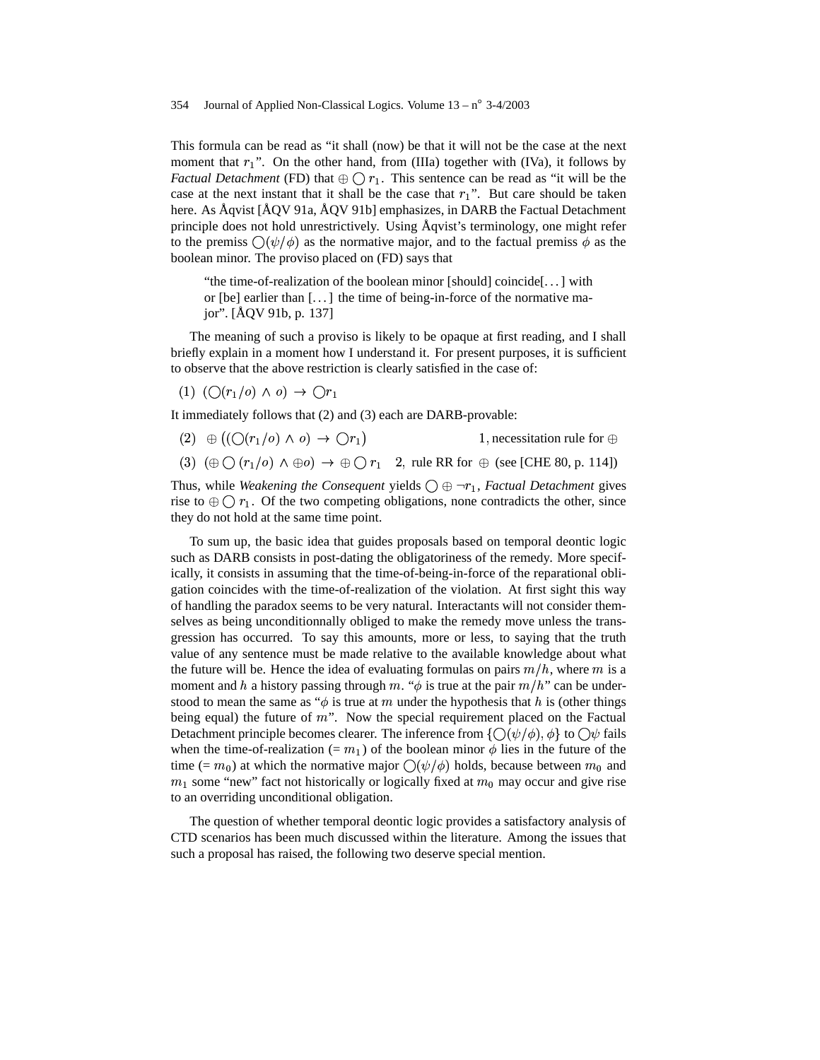This formula can be read as "it shall (now) be that it will not be the case at the next moment that $r_1$". On the other hand, from (IIIa) together with (IVa), it follows by *Factual Detachment* (FD) that $\oplus \bigcirc r_1$. This sentence can be read as "it will be the case at the next instant that it shall be the case that $r_1$". But care should be taken here. As Åqvist [ÅQV 91a, ÅQV 91b] emphasizes, in DARB the Factual Detachment principle does not hold unrestrictively. Using Åqvist's terminology, one might refer to the premiss $\bigcirc(\psi/\phi)$ as the normative major, and to the factual premiss $\phi$ as the boolean minor. The proviso placed on (FD) says that

> "the time-of-realization of the boolean minor [should] coincide[...] with or [be] earlier than [...] the time of being-in-force of the normative major". [ÅQV 91b, p. 137]

The meaning of such a proviso is likely to be opaque at first reading, and I shall briefly explain in a moment how I understand it. For present purposes, it is sufficient to observe that the above restriction is clearly satisfied in the case of:

(1) $(\bigcirc(r_1/o) \wedge o) \rightarrow \bigcirc r_1$

It immediately follows that (2) and (3) each are DARB-provable:

(2) $\oplus\left((\bigcirc(r_1/o) \wedge o) \rightarrow \bigcirc r_1\right)$ — 1, necessitation rule for $\oplus$

(3) $(\oplus \bigcirc (r_1/o) \wedge \oplus o) \rightarrow \oplus \bigcirc r_1$ — 2, rule RR for $\oplus$ (see [CHE 80, p. 114])

Thus, while *Weakening the Consequent* yields $\bigcirc \oplus \neg r_1$, *Factual Detachment* gives rise to $\oplus \bigcirc r_1$. Of the two competing obligations, none contradicts the other, since they do not hold at the same time point.

To sum up, the basic idea that guides proposals based on temporal deontic logic such as DARB consists in post-dating the obligatoriness of the remedy. More specifically, it consists in assuming that the time-of-being-in-force of the reparational obligation coincides with the time-of-realization of the violation. At first sight this way of handling the paradox seems to be very natural. Interactants will not consider themselves as being unconditionnally obliged to make the remedy move unless the transgression has occurred. To say this amounts, more or less, to saying that the truth value of any sentence must be made relative to the available knowledge about what the future will be. Hence the idea of evaluating formulas on pairs $m/h$, where $m$ is a moment and $h$ a history passing through $m$. "$\phi$ is true at the pair $m/h$" can be understood to mean the same as "$\phi$ is true at $m$ under the hypothesis that $h$ is (other things being equal) the future of $m$". Now the special requirement placed on the Factual Detachment principle becomes clearer. The inference from $\{\bigcirc(\psi/\phi), \phi\}$ to $\bigcirc\psi$ fails when the time-of-realization (= $m_1$) of the boolean minor $\phi$ lies in the future of the time (= $m_0$) at which the normative major $\bigcirc(\psi/\phi)$ holds, because between $m_0$ and $m_1$ some "new" fact not historically or logically fixed at $m_0$ may occur and give rise to an overriding unconditional obligation.

The question of whether temporal deontic logic provides a satisfactory analysis of CTD scenarios has been much discussed within the literature. Among the issues that such a proposal has raised, the following two deserve special mention.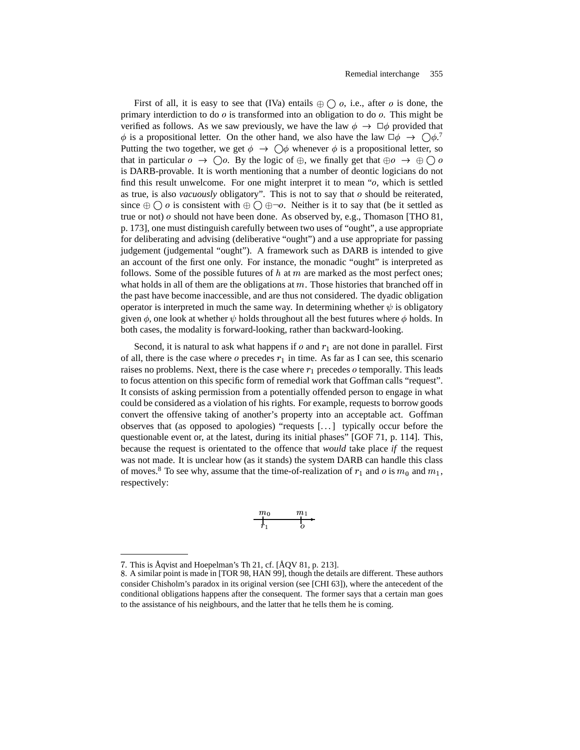First of all, it is easy to see that (IVa) entails $\oplus \bigcirc o$, i.e., after $o$ is done, the primary interdiction to do $o$ is transformed into an obligation to do $o$. This might be verified as follows. As we saw previously, we have the law $\phi \rightarrow \Box\phi$ provided that $\phi$ is a propositional letter. On the other hand, we also have the law $\Box\phi \rightarrow \bigcirc\phi$.[7] Putting the two together, we get $\phi \rightarrow \bigcirc\phi$ whenever $\phi$ is a propositional letter, so that in particular $o \rightarrow \bigcirc o$. By the logic of $\oplus$, we finally get that $\oplus o \rightarrow \oplus \bigcirc o$ is DARB-provable. It is worth mentioning that a number of deontic logicians do not find this result unwelcome. For one might interpret it to mean "$o$, which is settled as true, is also *vacuously* obligatory". This is not to say that $o$ should be reiterated, since $\oplus \bigcirc o$ is consistent with $\oplus \bigcirc \oplus \neg o$. Neither is it to say that (be it settled as true or not) $o$ should not have been done. As observed by, e.g., Thomason [THO 81, p. 173], one must distinguish carefully between two uses of "ought", a use appropriate for deliberating and advising (deliberative "ought") and a use appropriate for passing judgement (judgemental "ought"). A framework such as DARB is intended to give an account of the first one only. For instance, the monadic "ought" is interpreted as follows. Some of the possible futures of $h$ at $m$ are marked as the most perfect ones; what holds in all of them are the obligations at $m$. Those histories that branched off in the past have become inaccessible, and are thus not considered. The dyadic obligation operator is interpreted in much the same way. In determining whether $\psi$ is obligatory given $\phi$, one look at whether $\psi$ holds throughout all the best futures where $\phi$ holds. In both cases, the modality is forward-looking, rather than backward-looking.

Second, it is natural to ask what happens if $o$ and $r_1$ are not done in parallel. First of all, there is the case where $o$ precedes $r_1$ in time. As far as I can see, this scenario raises no problems. Next, there is the case where $r_1$ precedes $o$ temporally. This leads to focus attention on this specific form of remedial work that Goffman calls "request". It consists of asking permission from a potentially offended person to engage in what could be considered as a violation of his rights. For example, requests to borrow goods convert the offensive taking of another's property into an acceptable act. Goffman observes that (as opposed to apologies) "requests [...] typically occur before the questionable event or, at the latest, during its initial phases" [GOF 71, p. 114]. This, because the request is orientated to the offence that *would* take place *if* the request was not made. It is unclear how (as it stands) the system DARB can handle this class of moves.[8] To see why, assume that the time-of-realization of $r_1$ and $o$ is $m_0$ and $m_1$, respectively:

$$\underset{r_1}{\overset{m_0}{+}} \longrightarrow \underset{o}{\overset{m_1}{+}}$$

---

7. This is Åqvist and Hoepelman's Th 21, cf. [ÅQV 81, p. 213].

8. A similar point is made in [TOR 98, HAN 99], though the details are different. These authors consider Chisholm's paradox in its original version (see [CHI 63]), where the antecedent of the conditional obligations happens after the consequent. The former says that a certain man goes to the assistance of his neighbours, and the latter that he tells them he is coming.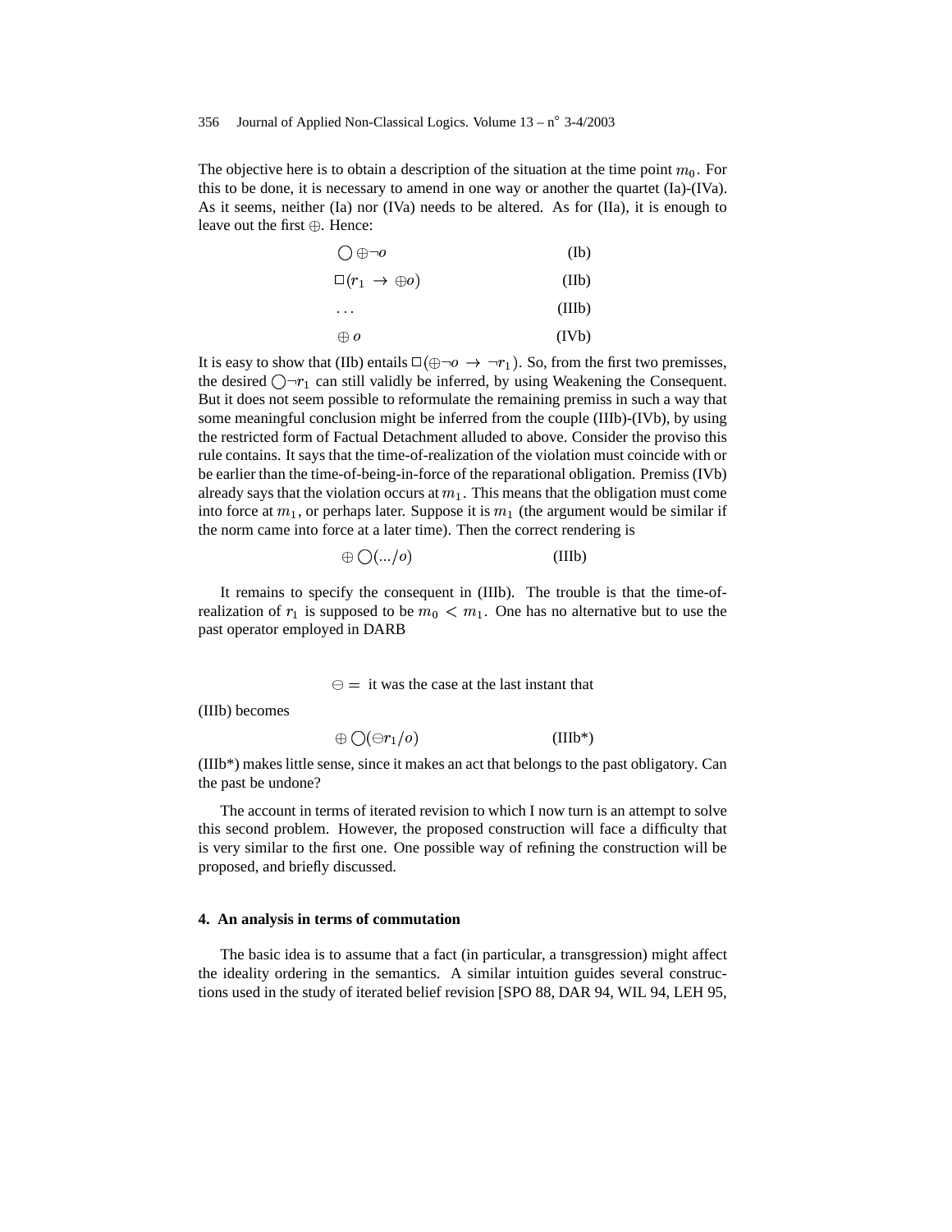The objective here is to obtain a description of the situation at the time point $m_0$. For this to be done, it is necessary to amend in one way or another the quartet (Ia)-(IVa). As it seems, neither (Ia) nor (IVa) needs to be altered. As for (IIa), it is enough to leave out the first $\oplus$. Hence:

$$\bigcirc \oplus \neg o \qquad \text{(Ib)}$$

$$\Box(r_1 \rightarrow \oplus o) \qquad \text{(IIb)}$$

$$\ldots \qquad \text{(IIIb)}$$

$$\oplus\, o \qquad \text{(IVb)}$$

It is easy to show that (IIb) entails $\Box(\oplus\neg o \rightarrow \neg r_1)$. So, from the first two premisses, the desired $\bigcirc\neg r_1$ can still validly be inferred, by using Weakening the Consequent. But it does not seem possible to reformulate the remaining premiss in such a way that some meaningful conclusion might be inferred from the couple (IIIb)-(IVb), by using the restricted form of Factual Detachment alluded to above. Consider the proviso this rule contains. It says that the time-of-realization of the violation must coincide with or be earlier than the time-of-being-in-force of the reparational obligation. Premiss (IVb) already says that the violation occurs at $m_1$. This means that the obligation must come into force at $m_1$, or perhaps later. Suppose it is $m_1$ (the argument would be similar if the norm came into force at a later time). Then the correct rendering is

$$\oplus \bigcirc(.../o) \qquad \text{(IIIb)}$$

It remains to specify the consequent in (IIIb). The trouble is that the time-of-realization of $r_1$ is supposed to be $m_0 < m_1$. One has no alternative but to use the past operator employed in DARB

$$\ominus = \text{ it was the case at the last instant that}$$

(IIIb) becomes

$$\oplus \bigcirc(\ominus r_1/o) \qquad \text{(IIIb*)}$$

(IIIb*) makes little sense, since it makes an act that belongs to the past obligatory. Can the past be undone?

The account in terms of iterated revision to which I now turn is an attempt to solve this second problem. However, the proposed construction will face a difficulty that is very similar to the first one. One possible way of refining the construction will be proposed, and briefly discussed.

## 4. An analysis in terms of commutation

The basic idea is to assume that a fact (in particular, a transgression) might affect the ideality ordering in the semantics. A similar intuition guides several constructions used in the study of iterated belief revision [SPO 88, DAR 94, WIL 94, LEH 95,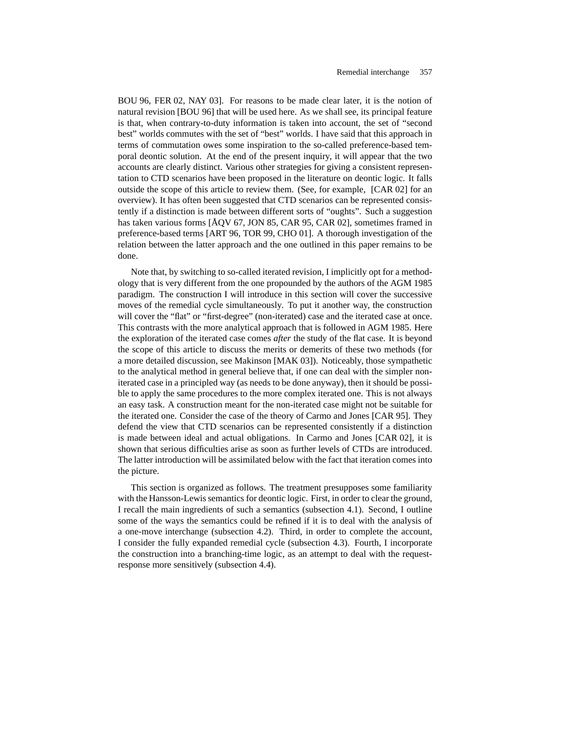BOU 96, FER 02, NAY 03]. For reasons to be made clear later, it is the notion of natural revision [BOU 96] that will be used here. As we shall see, its principal feature is that, when contrary-to-duty information is taken into account, the set of "second best" worlds commutes with the set of "best" worlds. I have said that this approach in terms of commutation owes some inspiration to the so-called preference-based temporal deontic solution. At the end of the present inquiry, it will appear that the two accounts are clearly distinct. Various other strategies for giving a consistent representation to CTD scenarios have been proposed in the literature on deontic logic. It falls outside the scope of this article to review them. (See, for example, [CAR 02] for an overview). It has often been suggested that CTD scenarios can be represented consistently if a distinction is made between different sorts of "oughts". Such a suggestion has taken various forms [ÅQV 67, JON 85, CAR 95, CAR 02], sometimes framed in preference-based terms [ART 96, TOR 99, CHO 01]. A thorough investigation of the relation between the latter approach and the one outlined in this paper remains to be done.

Note that, by switching to so-called iterated revision, I implicitly opt for a methodology that is very different from the one propounded by the authors of the AGM 1985 paradigm. The construction I will introduce in this section will cover the successive moves of the remedial cycle simultaneously. To put it another way, the construction will cover the "flat" or "first-degree" (non-iterated) case and the iterated case at once. This contrasts with the more analytical approach that is followed in AGM 1985. Here the exploration of the iterated case comes *after* the study of the flat case. It is beyond the scope of this article to discuss the merits or demerits of these two methods (for a more detailed discussion, see Makinson [MAK 03]). Noticeably, those sympathetic to the analytical method in general believe that, if one can deal with the simpler non-iterated case in a principled way (as needs to be done anyway), then it should be possible to apply the same procedures to the more complex iterated one. This is not always an easy task. A construction meant for the non-iterated case might not be suitable for the iterated one. Consider the case of the theory of Carmo and Jones [CAR 95]. They defend the view that CTD scenarios can be represented consistently if a distinction is made between ideal and actual obligations. In Carmo and Jones [CAR 02], it is shown that serious difficulties arise as soon as further levels of CTDs are introduced. The latter introduction will be assimilated below with the fact that iteration comes into the picture.

This section is organized as follows. The treatment presupposes some familiarity with the Hansson-Lewis semantics for deontic logic. First, in order to clear the ground, I recall the main ingredients of such a semantics (subsection 4.1). Second, I outline some of the ways the semantics could be refined if it is to deal with the analysis of a one-move interchange (subsection 4.2). Third, in order to complete the account, I consider the fully expanded remedial cycle (subsection 4.3). Fourth, I incorporate the construction into a branching-time logic, as an attempt to deal with the request-response more sensitively (subsection 4.4).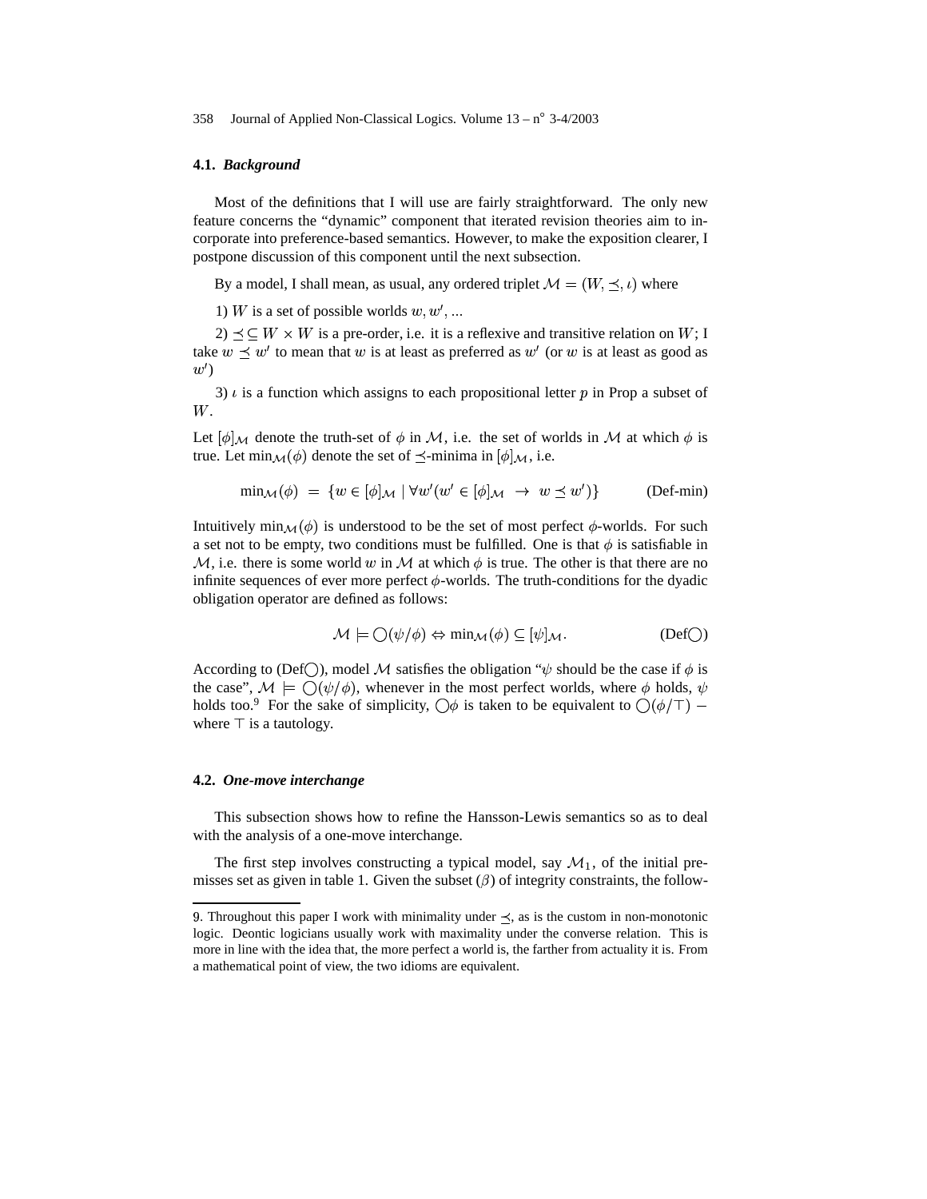### 4.1. *Background*

Most of the definitions that I will use are fairly straightforward. The only new feature concerns the "dynamic" component that iterated revision theories aim to incorporate into preference-based semantics. However, to make the exposition clearer, I postpone discussion of this component until the next subsection.

By a model, I shall mean, as usual, any ordered triplet $\mathcal{M} = (W, \preceq, \iota)$ where

1) $W$ is a set of possible worlds $w, w', \ldots$

2) $\preceq \subseteq W \times W$ is a pre-order, i.e. it is a reflexive and transitive relation on $W$; I take $w \preceq w'$ to mean that $w$ is at least as preferred as $w'$ (or $w$ is at least as good as $w'$)

3) $\iota$ is a function which assigns to each propositional letter $p$ in Prop a subset of $W$.

Let $[\phi]_{\mathcal{M}}$ denote the truth-set of $\phi$ in $\mathcal{M}$, i.e. the set of worlds in $\mathcal{M}$ at which $\phi$ is true. Let $\min_{\mathcal{M}}(\phi)$ denote the set of $\preceq$-minima in $[\phi]_{\mathcal{M}}$, i.e.

$$\min_{\mathcal{M}}(\phi) \;=\; \{w \in [\phi]_{\mathcal{M}} \mid \forall w'(w' \in [\phi]_{\mathcal{M}} \;\rightarrow\; w \preceq w')\} \qquad \text{(Def-min)}$$

Intuitively $\min_{\mathcal{M}}(\phi)$ is understood to be the set of most perfect $\phi$-worlds. For such a set not to be empty, two conditions must be fulfilled. One is that $\phi$ is satisfiable in $\mathcal{M}$, i.e. there is some world $w$ in $\mathcal{M}$ at which $\phi$ is true. The other is that there are no infinite sequences of ever more perfect $\phi$-worlds. The truth-conditions for the dyadic obligation operator are defined as follows:

$$\mathcal{M} \models \bigcirc(\psi/\phi) \Leftrightarrow \min_{\mathcal{M}}(\phi) \subseteq [\psi]_{\mathcal{M}}. \qquad \text{(Def}\bigcirc\text{)}$$

According to (Def$\bigcirc$), model $\mathcal{M}$ satisfies the obligation "$\psi$ should be the case if $\phi$ is the case", $\mathcal{M} \models \bigcirc(\psi/\phi)$, whenever in the most perfect worlds, where $\phi$ holds, $\psi$ holds too.[9] For the sake of simplicity, $\bigcirc\phi$ is taken to be equivalent to $\bigcirc(\phi/\top)$ – where $\top$ is a tautology.

### 4.2. *One-move interchange*

This subsection shows how to refine the Hansson-Lewis semantics so as to deal with the analysis of a one-move interchange.

The first step involves constructing a typical model, say $\mathcal{M}_1$, of the initial premisses set as given in table 1. Given the subset ($\beta$) of integrity constraints, the follow-

---

9. Throughout this paper I work with minimality under $\preceq$, as is the custom in non-monotonic logic. Deontic logicians usually work with maximality under the converse relation. This is more in line with the idea that, the more perfect a world is, the farther from actuality it is. From a mathematical point of view, the two idioms are equivalent.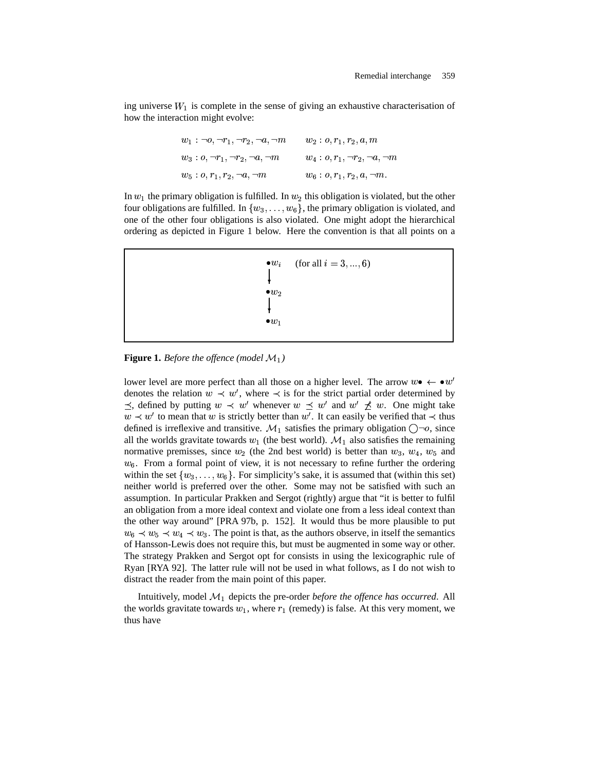ing universe $W_1$ is complete in the sense of giving an exhaustive characterisation of how the interaction might evolve:

$$w_1 : \neg o, \neg r_1, \neg r_2, \neg a, \neg m \qquad w_2 : o, r_1, r_2, a, m$$
$$w_3 : o, \neg r_1, \neg r_2, \neg a, \neg m \qquad w_4 : o, r_1, \neg r_2, \neg a, \neg m$$
$$w_5 : o, r_1, r_2, \neg a, \neg m \qquad w_6 : o, r_1, r_2, a, \neg m.$$

In $w_1$ the primary obligation is fulfilled. In $w_2$ this obligation is violated, but the other four obligations are fulfilled. In $\{w_3, \ldots, w_6\}$, the primary obligation is violated, and one of the other four obligations is also violated. One might adopt the hierarchical ordering as depicted in Figure 1 below. Here the convention is that all points on a lower level are more perfect than all those on a higher level. The arrow $w\bullet \leftarrow \bullet w'$ denotes the relation $w \prec w'$, where $\prec$ is for the strict partial order determined by $\preceq$, defined by putting $w \prec w'$ whenever $w \preceq w'$ and $w' \not\preceq w$. One might take $w \prec w'$ to mean that $w$ is strictly better than $w'$. It can easily be verified that $\prec$ thus defined is irreflexive and transitive. $\mathcal{M}_1$ satisfies the primary obligation $\bigcirc\neg o$, since all the worlds gravitate towards $w_1$ (the best world). $\mathcal{M}_1$ also satisfies the remaining normative premisses, since $w_2$ (the 2nd best world) is better than $w_3$, $w_4$, $w_5$ and $w_6$. From a formal point of view, it is not necessary to refine further the ordering within the set $\{w_3, \ldots, w_6\}$. For simplicity's sake, it is assumed that (within this set) neither world is preferred over the other. Some may not be satisfied with such an assumption. In particular Prakken and Sergot (rightly) argue that "it is better to fulfil an obligation from a more ideal context and violate one from a less ideal context than the other way around" [PRA 97b, p. 152]. It would thus be more plausible to put $w_6 \prec w_5 \prec w_4 \prec w_3$. The point is that, as the authors observe, in itself the semantics of Hansson-Lewis does not require this, but must be augmented in some way or other. The strategy Prakken and Sergot opt for consists in using the lexicographic rule of Ryan [RYA 92]. The latter rule will not be used in what follows, as I do not wish to distract the reader from the main point of this paper.

$\bullet w_i$ (for all $i = 3, ..., 6$)
↓
$\bullet w_2$
↓
$\bullet w_1$

**Figure 1.** *Before the offence (model $\mathcal{M}_1$)*

Intuitively, model $\mathcal{M}_1$ depicts the pre-order *before the offence has occurred*. All the worlds gravitate towards $w_1$, where $r_1$ (remedy) is false. At this very moment, we thus have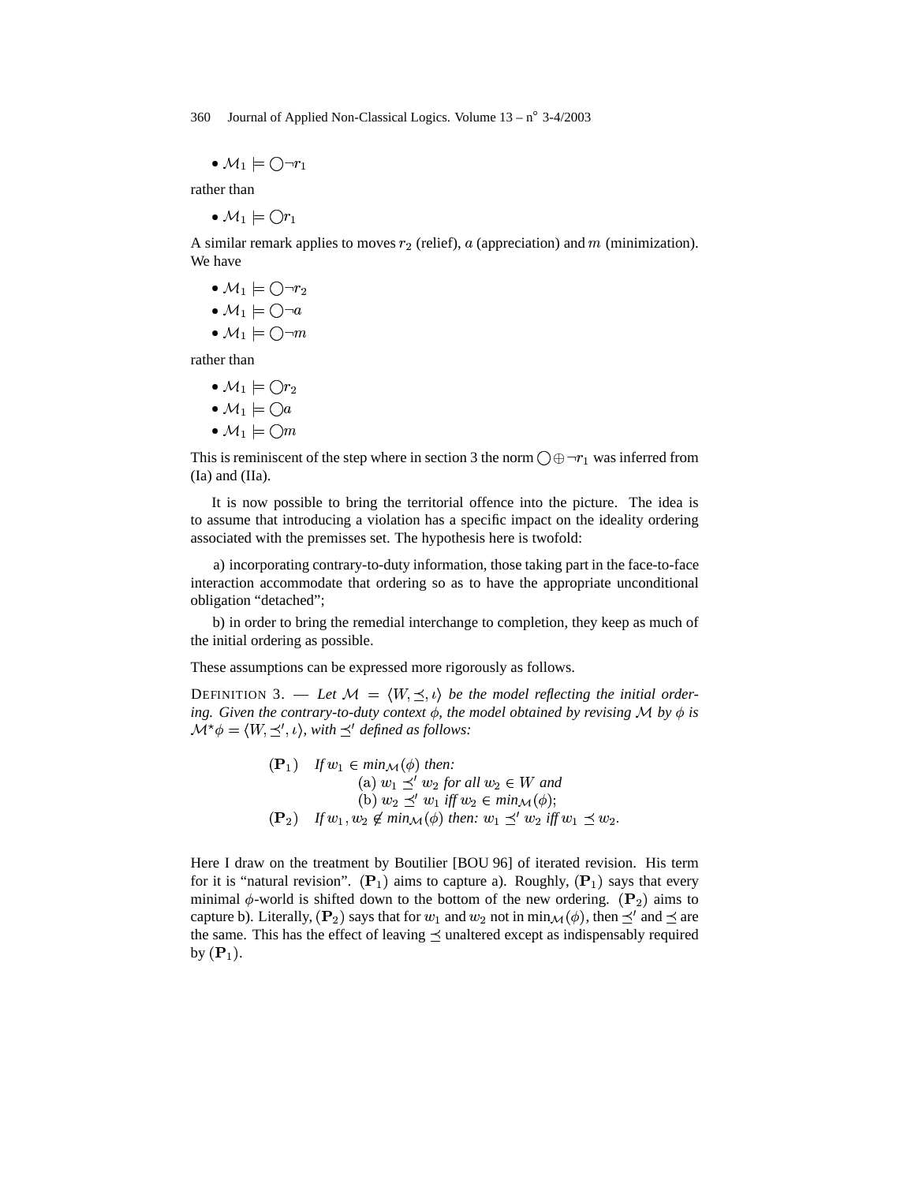- $\mathcal{M}_1 \models \bigcirc \neg r_1$

rather than

- $\mathcal{M}_1 \models \bigcirc r_1$

A similar remark applies to moves $r_2$ (relief), $a$ (appreciation) and $m$ (minimization). We have

- $\mathcal{M}_1 \models \bigcirc \neg r_2$
- $\mathcal{M}_1 \models \bigcirc \neg a$
- $\mathcal{M}_1 \models \bigcirc \neg m$

rather than

- $\mathcal{M}_1 \models \bigcirc r_2$
- $\mathcal{M}_1 \models \bigcirc a$
- $\mathcal{M}_1 \models \bigcirc m$

This is reminiscent of the step where in section 3 the norm $\bigcirc \oplus \neg r_1$ was inferred from (Ia) and (IIa).

It is now possible to bring the territorial offence into the picture. The idea is to assume that introducing a violation has a specific impact on the ideality ordering associated with the premisses set. The hypothesis here is twofold:

a) incorporating contrary-to-duty information, those taking part in the face-to-face interaction accommodate that ordering so as to have the appropriate unconditional obligation "detached";

b) in order to bring the remedial interchange to completion, they keep as much of the initial ordering as possible.

These assumptions can be expressed more rigorously as follows.

DEFINITION 3. — *Let $\mathcal{M} = \langle W, \preceq, \iota \rangle$ be the model reflecting the initial ordering. Given the contrary-to-duty context $\phi$, the model obtained by revising $\mathcal{M}$ by $\phi$ is $\mathcal{M}^{\star}\phi = \langle W, \preceq', \iota \rangle$, with $\preceq'$ defined as follows:*

$(\mathbf{P}_1)$ *If $w_1 \in min_{\mathcal{M}}(\phi)$ then:*
 (a) *$w_1 \preceq' w_2$ for all $w_2 \in W$ and*
 (b) *$w_2 \preceq' w_1$ iff $w_2 \in min_{\mathcal{M}}(\phi)$;*

$(\mathbf{P}_2)$ *If $w_1, w_2 \notin min_{\mathcal{M}}(\phi)$ then: $w_1 \preceq' w_2$ iff $w_1 \preceq w_2$.*

Here I draw on the treatment by Boutilier [BOU 96] of iterated revision. His term for it is "natural revision". $(\mathbf{P}_1)$ aims to capture a). Roughly, $(\mathbf{P}_1)$ says that every minimal $\phi$-world is shifted down to the bottom of the new ordering. $(\mathbf{P}_2)$ aims to capture b). Literally, $(\mathbf{P}_2)$ says that for $w_1$ and $w_2$ not in $\min_{\mathcal{M}}(\phi)$, then $\preceq'$ and $\preceq$ are the same. This has the effect of leaving $\preceq$ unaltered except as indispensably required by $(\mathbf{P}_1)$.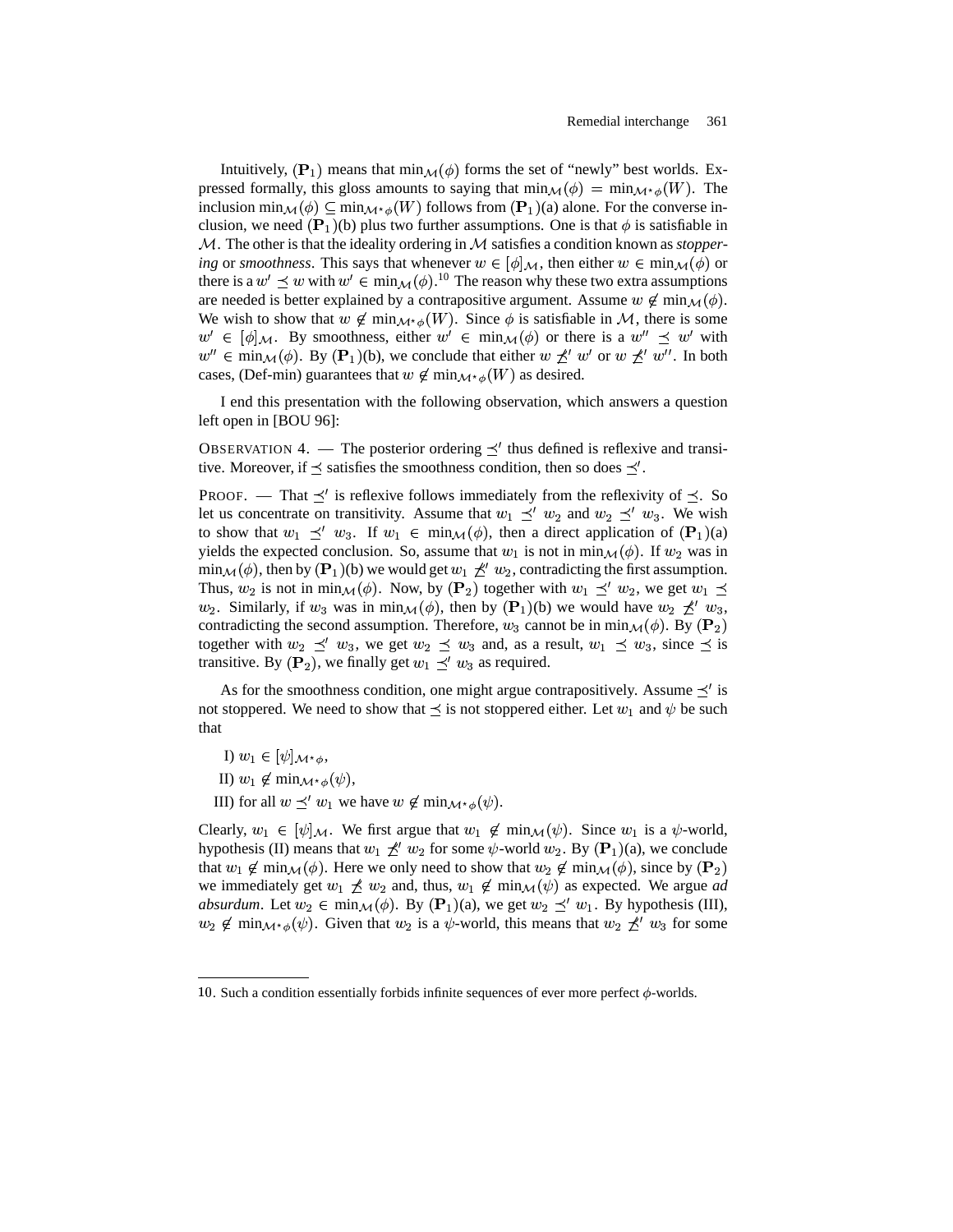Intuitively, $(\mathbf{P}_1)$ means that $\min_{\mathcal{M}}(\phi)$ forms the set of "newly" best worlds. Expressed formally, this gloss amounts to saying that $\min_{\mathcal{M}}(\phi) = \min_{\mathcal{M}\star\phi}(W)$. The inclusion $\min_{\mathcal{M}}(\phi) \subseteq \min_{\mathcal{M}\star\phi}(W)$ follows from $(\mathbf{P}_1)$(a) alone. For the converse inclusion, we need $(\mathbf{P}_1)$(b) plus two further assumptions. One is that $\phi$ is satisfiable in $\mathcal{M}$. The other is that the ideality ordering in $\mathcal{M}$ satisfies a condition known as *stoppering* or *smoothness*. This says that whenever $w \in [\phi]_{\mathcal{M}}$, then either $w \in \min_{\mathcal{M}}(\phi)$ or there is a $w' \preceq w$ with $w' \in \min_{\mathcal{M}}(\phi)$.[10] The reason why these two extra assumptions are needed is better explained by a contrapositive argument. Assume $w \notin \min_{\mathcal{M}}(\phi)$. We wish to show that $w \notin \min_{\mathcal{M}\star\phi}(W)$. Since $\phi$ is satisfiable in $\mathcal{M}$, there is some $w' \in [\phi]_{\mathcal{M}}$. By smoothness, either $w' \in \min_{\mathcal{M}}(\phi)$ or there is a $w'' \preceq w'$ with $w'' \in \min_{\mathcal{M}}(\phi)$. By $(\mathbf{P}_1)$(b), we conclude that either $w \not\preceq' w'$ or $w \not\preceq' w''$. In both cases, (Def-min) guarantees that $w \notin \min_{\mathcal{M}\star\phi}(W)$ as desired.

I end this presentation with the following observation, which answers a question left open in [BOU 96]:

OBSERVATION 4. — The posterior ordering $\preceq'$ thus defined is reflexive and transitive. Moreover, if $\preceq$ satisfies the smoothness condition, then so does $\preceq'$.

PROOF. — That $\preceq'$ is reflexive follows immediately from the reflexivity of $\preceq$. So let us concentrate on transitivity. Assume that $w_1 \preceq' w_2$ and $w_2 \preceq' w_3$. We wish to show that $w_1 \preceq' w_3$. If $w_1 \in \min_{\mathcal{M}}(\phi)$, then a direct application of $(\mathbf{P}_1)$(a) yields the expected conclusion. So, assume that $w_1$ is not in $\min_{\mathcal{M}}(\phi)$. If $w_2$ was in $\min_{\mathcal{M}}(\phi)$, then by $(\mathbf{P}_1)$(b) we would get $w_1 \not\preceq' w_2$, contradicting the first assumption. Thus, $w_2$ is not in $\min_{\mathcal{M}}(\phi)$. Now, by $(\mathbf{P}_2)$ together with $w_1 \preceq' w_2$, we get $w_1 \preceq w_2$. Similarly, if $w_3$ was in $\min_{\mathcal{M}}(\phi)$, then by $(\mathbf{P}_1)$(b) we would have $w_2 \not\preceq' w_3$, contradicting the second assumption. Therefore, $w_3$ cannot be in $\min_{\mathcal{M}}(\phi)$. By $(\mathbf{P}_2)$ together with $w_2 \preceq' w_3$, we get $w_2 \preceq w_3$ and, as a result, $w_1 \preceq w_3$, since $\preceq$ is transitive. By $(\mathbf{P}_2)$, we finally get $w_1 \preceq' w_3$ as required.

As for the smoothness condition, one might argue contrapositively. Assume $\preceq'$ is not stoppered. We need to show that $\preceq$ is not stoppered either. Let $w_1$ and $\psi$ be such that

I) $w_1 \in [\psi]_{\mathcal{M}\star\phi}$,

II) $w_1 \notin \min_{\mathcal{M}\star\phi}(\psi)$,

III) for all $w \preceq' w_1$ we have $w \notin \min_{\mathcal{M}\star\phi}(\psi)$.

Clearly, $w_1 \in [\psi]_{\mathcal{M}}$. We first argue that $w_1 \notin \min_{\mathcal{M}}(\psi)$. Since $w_1$ is a $\psi$-world, hypothesis (II) means that $w_1 \not\preceq' w_2$ for some $\psi$-world $w_2$. By $(\mathbf{P}_1)$(a), we conclude that $w_1 \notin \min_{\mathcal{M}}(\phi)$. Here we only need to show that $w_2 \notin \min_{\mathcal{M}}(\phi)$, since by $(\mathbf{P}_2)$ we immediately get $w_1 \not\preceq w_2$ and, thus, $w_1 \notin \min_{\mathcal{M}}(\psi)$ as expected. We argue *ad absurdum*. Let $w_2 \in \min_{\mathcal{M}}(\phi)$. By $(\mathbf{P}_1)$(a), we get $w_2 \preceq' w_1$. By hypothesis (III), $w_2 \notin \min_{\mathcal{M}\star\phi}(\psi)$. Given that $w_2$ is a $\psi$-world, this means that $w_2 \not\preceq' w_3$ for some

---

10. Such a condition essentially forbids infinite sequences of ever more perfect $\phi$-worlds.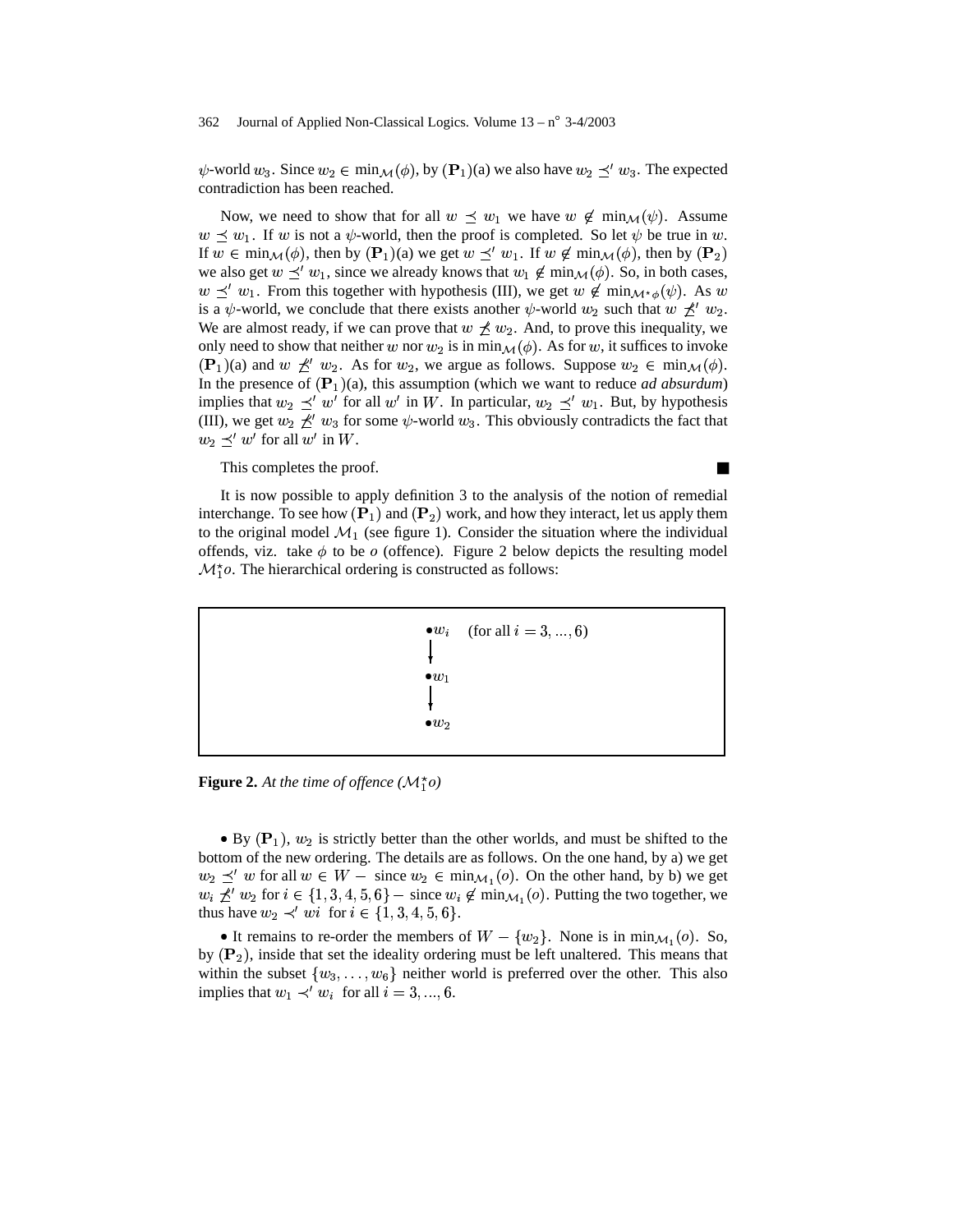$\psi$-world $w_3$. Since $w_2 \in \min_{\mathcal{M}}(\phi)$, by $(\mathbf{P}_1)$(a) we also have $w_2 \preceq' w_3$. The expected contradiction has been reached.

Now, we need to show that for all $w \preceq w_1$ we have $w \notin \min_{\mathcal{M}}(\psi)$. Assume $w \preceq w_1$. If $w$ is not a $\psi$-world, then the proof is completed. So let $\psi$ be true in $w$. If $w \in \min_{\mathcal{M}}(\phi)$, then by $(\mathbf{P}_1)$(a) we get $w \preceq' w_1$. If $w \notin \min_{\mathcal{M}}(\phi)$, then by $(\mathbf{P}_2)$ we also get $w \preceq' w_1$, since we already knows that $w_1 \notin \min_{\mathcal{M}}(\phi)$. So, in both cases, $w \preceq' w_1$. From this together with hypothesis (III), we get $w \notin \min_{\mathcal{M}^\star\phi}(\psi)$. As $w$ is a $\psi$-world, we conclude that there exists another $\psi$-world $w_2$ such that $w \not\preceq' w_2$. We are almost ready, if we can prove that $w \not\preceq w_2$. And, to prove this inequality, we only need to show that neither $w$ nor $w_2$ is in $\min_{\mathcal{M}}(\phi)$. As for $w$, it suffices to invoke $(\mathbf{P}_1)$(a) and $w \not\preceq' w_2$. As for $w_2$, we argue as follows. Suppose $w_2 \in \min_{\mathcal{M}}(\phi)$. In the presence of $(\mathbf{P}_1)$(a), this assumption (which we want to reduce *ad absurdum*) implies that $w_2 \preceq' w'$ for all $w'$ in $W$. In particular, $w_2 \preceq' w_1$. But, by hypothesis (III), we get $w_2 \not\preceq' w_3$ for some $\psi$-world $w_3$. This obviously contradicts the fact that $w_2 \preceq' w'$ for all $w'$ in $W$.

This completes the proof. ∎

It is now possible to apply definition 3 to the analysis of the notion of remedial interchange. To see how $(\mathbf{P}_1)$ and $(\mathbf{P}_2)$ work, and how they interact, let us apply them to the original model $\mathcal{M}_1$ (see figure 1). Consider the situation where the individual offends, viz. take $\phi$ to be $o$ (offence). Figure 2 below depicts the resulting model $\mathcal{M}_1^\star o$. The hierarchical ordering is constructed as follows:

$$\bullet w_i \quad (\text{for all } i = 3, ..., 6)$$
$$\downarrow$$
$$\bullet w_1$$
$$\downarrow$$
$$\bullet w_2$$

**Figure 2.** *At the time of offence ($\mathcal{M}_1^\star o$)*

• By $(\mathbf{P}_1)$, $w_2$ is strictly better than the other worlds, and must be shifted to the bottom of the new ordering. The details are as follows. On the one hand, by a) we get $w_2 \preceq' w$ for all $w \in W$ – since $w_2 \in \min_{\mathcal{M}_1}(o)$. On the other hand, by b) we get $w_i \not\preceq' w_2$ for $i \in \{1, 3, 4, 5, 6\}$ – since $w_i \notin \min_{\mathcal{M}_1}(o)$. Putting the two together, we thus have $w_2 \prec' wi$ for $i \in \{1, 3, 4, 5, 6\}$.

• It remains to re-order the members of $W - \{w_2\}$. None is in $\min_{\mathcal{M}_1}(o)$. So, by $(\mathbf{P}_2)$, inside that set the ideality ordering must be left unaltered. This means that within the subset $\{w_3, \ldots, w_6\}$ neither world is preferred over the other. This also implies that $w_1 \prec' w_i$ for all $i = 3, ..., 6$.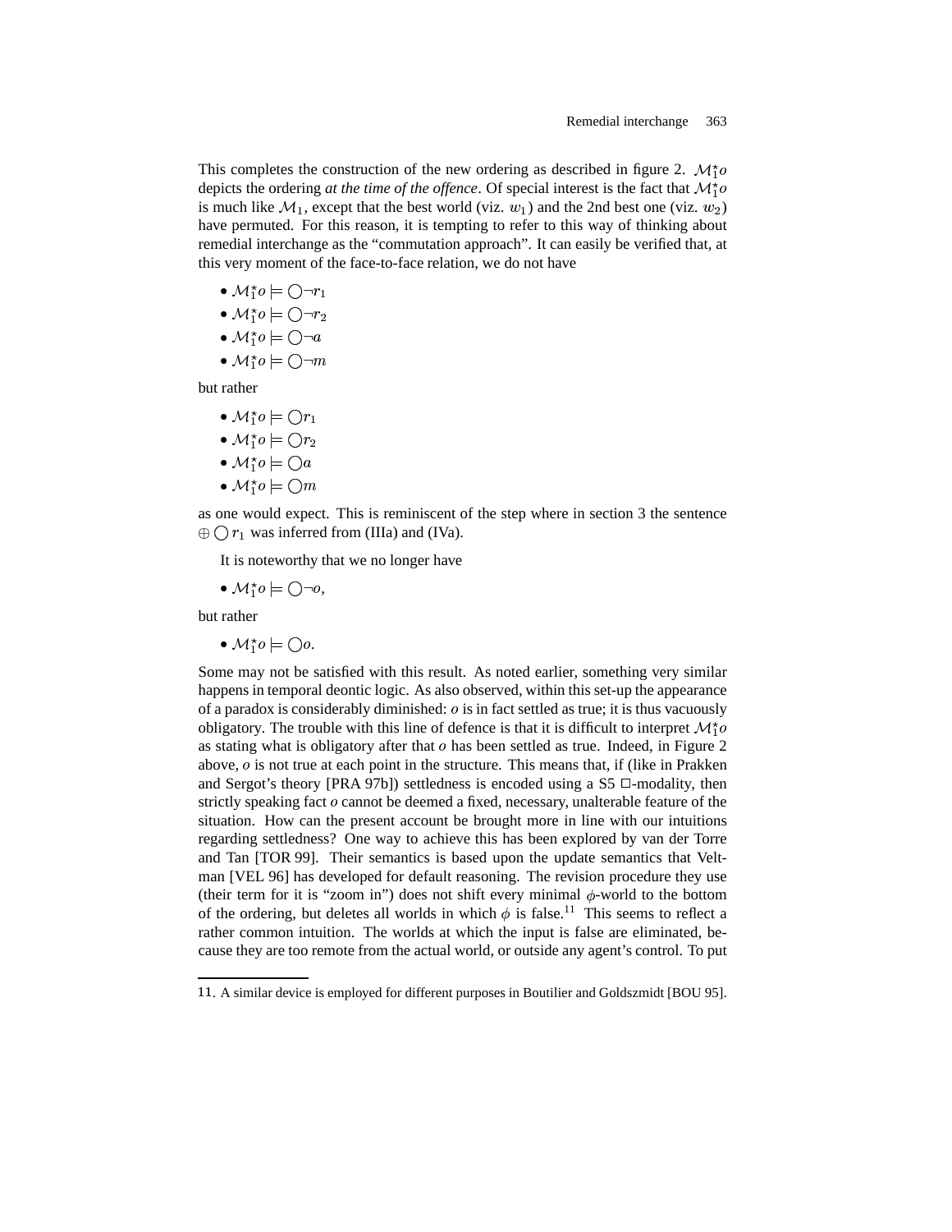This completes the construction of the new ordering as described in figure 2. $\mathcal{M}_1^{\star}o$ depicts the ordering *at the time of the offence*. Of special interest is the fact that $\mathcal{M}_1^{\star}o$ is much like $\mathcal{M}_1$, except that the best world (viz. $w_1$) and the 2nd best one (viz. $w_2$) have permuted. For this reason, it is tempting to refer to this way of thinking about remedial interchange as the "commutation approach". It can easily be verified that, at this very moment of the face-to-face relation, we do not have

- $\mathcal{M}_1^{\star}o \models \bigcirc\neg r_1$
- $\mathcal{M}_1^{\star}o \models \bigcirc\neg r_2$
- $\mathcal{M}_1^{\star}o \models \bigcirc\neg a$
- $\mathcal{M}_1^{\star}o \models \bigcirc\neg m$

but rather

- $\mathcal{M}_1^{\star}o \models \bigcirc r_1$
- $\mathcal{M}_1^{\star}o \models \bigcirc r_2$
- $\mathcal{M}_1^{\star}o \models \bigcirc a$
- $\mathcal{M}_1^{\star}o \models \bigcirc m$

as one would expect. This is reminiscent of the step where in section 3 the sentence $\oplus \bigcirc r_1$ was inferred from (IIIa) and (IVa).

It is noteworthy that we no longer have

- $\mathcal{M}_1^{\star}o \models \bigcirc\neg o$,

but rather

- $\mathcal{M}_1^{\star}o \models \bigcirc o$.

Some may not be satisfied with this result. As noted earlier, something very similar happens in temporal deontic logic. As also observed, within this set-up the appearance of a paradox is considerably diminished: $o$ is in fact settled as true; it is thus vacuously obligatory. The trouble with this line of defence is that it is difficult to interpret $\mathcal{M}_1^{\star}o$ as stating what is obligatory after that $o$ has been settled as true. Indeed, in Figure 2 above, $o$ is not true at each point in the structure. This means that, if (like in Prakken and Sergot's theory [PRA 97b]) settledness is encoded using a S5 $\Box$-modality, then strictly speaking fact $o$ cannot be deemed a fixed, necessary, unalterable feature of the situation. How can the present account be brought more in line with our intuitions regarding settledness? One way to achieve this has been explored by van der Torre and Tan [TOR 99]. Their semantics is based upon the update semantics that Veltman [VEL 96] has developed for default reasoning. The revision procedure they use (their term for it is "zoom in") does not shift every minimal $\phi$-world to the bottom of the ordering, but deletes all worlds in which $\phi$ is false.[11] This seems to reflect a rather common intuition. The worlds at which the input is false are eliminated, because they are too remote from the actual world, or outside any agent's control. To put

11. A similar device is employed for different purposes in Boutilier and Goldszmidt [BOU 95].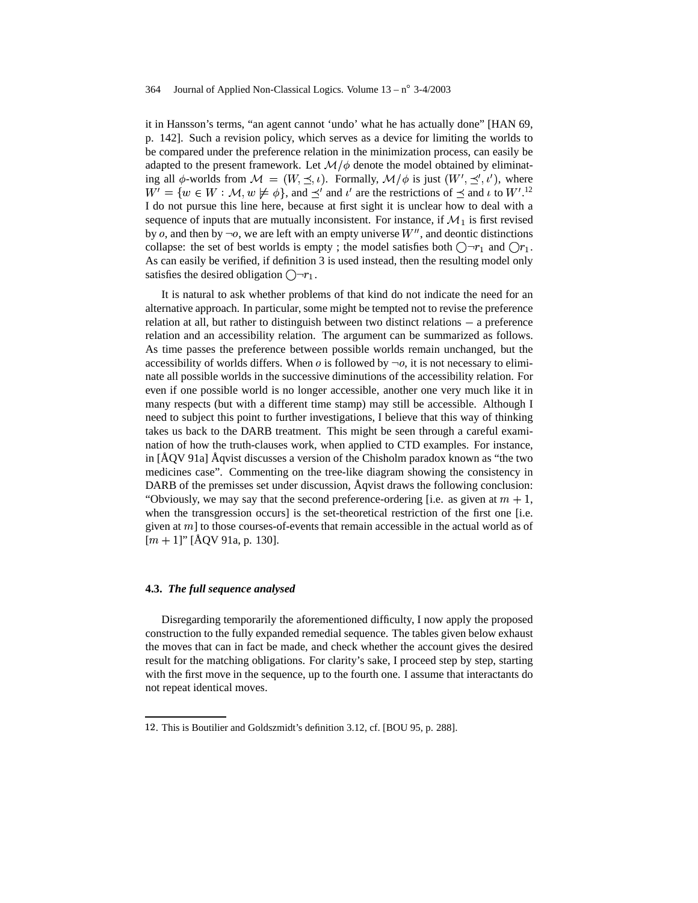it in Hansson's terms, "an agent cannot 'undo' what he has actually done" [HAN 69, p. 142]. Such a revision policy, which serves as a device for limiting the worlds to be compared under the preference relation in the minimization process, can easily be adapted to the present framework. Let $\mathcal{M}/\phi$ denote the model obtained by eliminating all $\phi$-worlds from $\mathcal{M} = (W, \preceq, \iota)$. Formally, $\mathcal{M}/\phi$ is just $(W', \preceq', \iota')$, where $W' = \{w \in W : \mathcal{M}, w \not\models \phi\}$, and $\preceq'$ and $\iota'$ are the restrictions of $\preceq$ and $\iota$ to $W'$.[12] I do not pursue this line here, because at first sight it is unclear how to deal with a sequence of inputs that are mutually inconsistent. For instance, if $\mathcal{M}_1$ is first revised by $o$, and then by $\neg o$, we are left with an empty universe $W''$, and deontic distinctions collapse: the set of best worlds is empty ; the model satisfies both $\bigcirc\neg r_1$ and $\bigcirc r_1$. As can easily be verified, if definition 3 is used instead, then the resulting model only satisfies the desired obligation $\bigcirc\neg r_1$.

It is natural to ask whether problems of that kind do not indicate the need for an alternative approach. In particular, some might be tempted not to revise the preference relation at all, but rather to distinguish between two distinct relations – a preference relation and an accessibility relation. The argument can be summarized as follows. As time passes the preference between possible worlds remain unchanged, but the accessibility of worlds differs. When $o$ is followed by $\neg o$, it is not necessary to eliminate all possible worlds in the successive diminutions of the accessibility relation. For even if one possible world is no longer accessible, another one very much like it in many respects (but with a different time stamp) may still be accessible. Although I need to subject this point to further investigations, I believe that this way of thinking takes us back to the DARB treatment. This might be seen through a careful examination of how the truth-clauses work, when applied to CTD examples. For instance, in [ÅQV 91a] Åqvist discusses a version of the Chisholm paradox known as "the two medicines case". Commenting on the tree-like diagram showing the consistency in DARB of the premisses set under discussion, Åqvist draws the following conclusion: "Obviously, we may say that the second preference-ordering [i.e. as given at $m + 1$, when the transgression occurs] is the set-theoretical restriction of the first one [i.e. given at $m$] to those courses-of-events that remain accessible in the actual world as of $[m + 1]$" [ÅQV 91a, p. 130].

### 4.3. *The full sequence analysed*

Disregarding temporarily the aforementioned difficulty, I now apply the proposed construction to the fully expanded remedial sequence. The tables given below exhaust the moves that can in fact be made, and check whether the account gives the desired result for the matching obligations. For clarity's sake, I proceed step by step, starting with the first move in the sequence, up to the fourth one. I assume that interactants do not repeat identical moves.

---

12. This is Boutilier and Goldszmidt's definition 3.12, cf. [BOU 95, p. 288].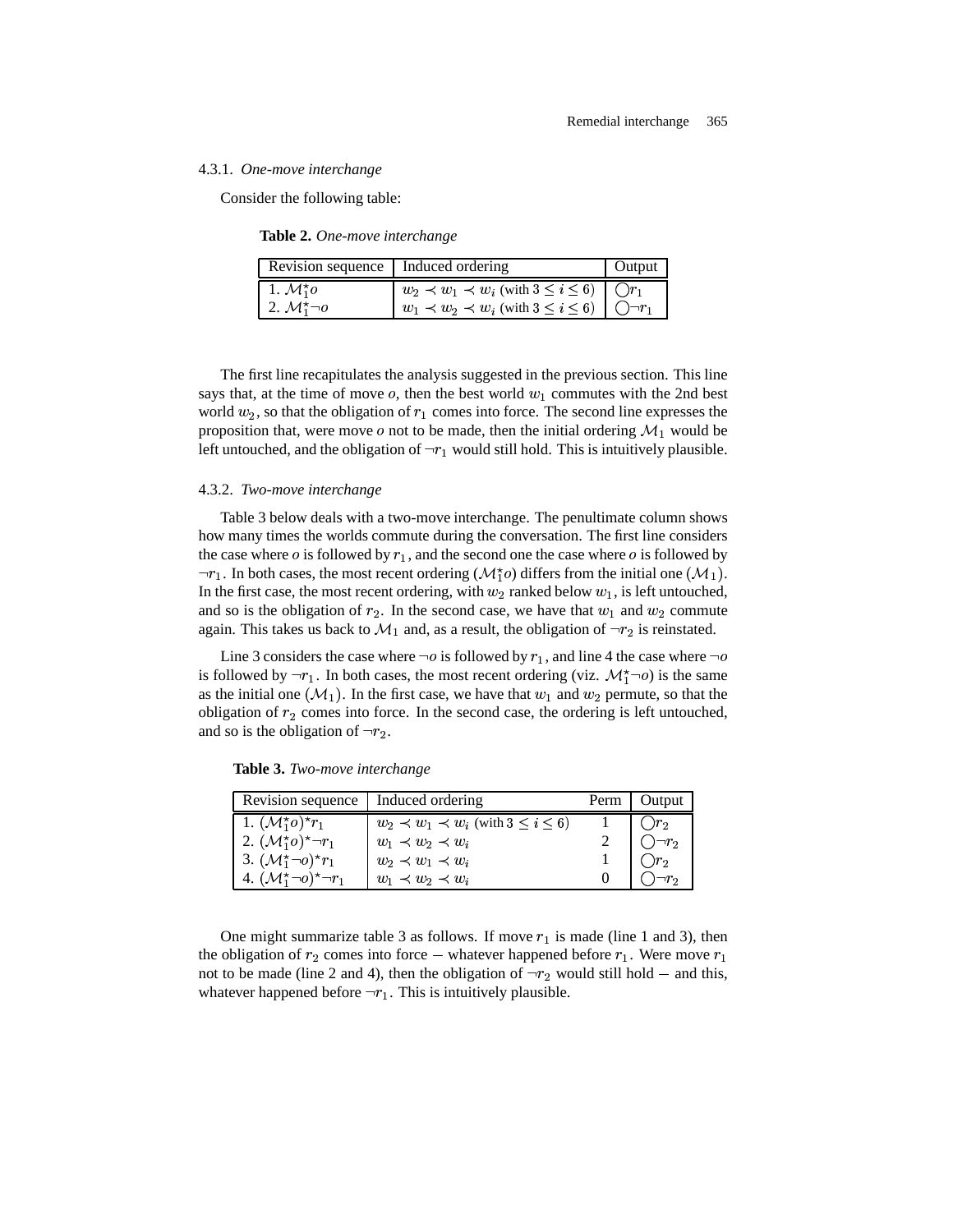#### 4.3.1. *One-move interchange*

Consider the following table:

**Table 2.** *One-move interchange*

| Revision sequence | Induced ordering | Output |
|---|---|---|
| 1. $\mathcal{M}_1^{\star}o$ | $w_2 \prec w_1 \prec w_i$ (with $3 \leq i \leq 6$) | $\bigcirc r_1$ |
| 2. $\mathcal{M}_1^{\star}\neg o$ | $w_1 \prec w_2 \prec w_i$ (with $3 \leq i \leq 6$) | $\bigcirc \neg r_1$ |

The first line recapitulates the analysis suggested in the previous section. This line says that, at the time of move $o$, then the best world $w_1$ commutes with the 2nd best world $w_2$, so that the obligation of $r_1$ comes into force. The second line expresses the proposition that, were move $o$ not to be made, then the initial ordering $\mathcal{M}_1$ would be left untouched, and the obligation of $\neg r_1$ would still hold. This is intuitively plausible.

#### 4.3.2. *Two-move interchange*

Table 3 below deals with a two-move interchange. The penultimate column shows how many times the worlds commute during the conversation. The first line considers the case where $o$ is followed by $r_1$, and the second one the case where $o$ is followed by $\neg r_1$. In both cases, the most recent ordering ($\mathcal{M}_1^{\star}o$) differs from the initial one ($\mathcal{M}_1$). In the first case, the most recent ordering, with $w_2$ ranked below $w_1$, is left untouched, and so is the obligation of $r_2$. In the second case, we have that $w_1$ and $w_2$ commute again. This takes us back to $\mathcal{M}_1$ and, as a result, the obligation of $\neg r_2$ is reinstated.

Line 3 considers the case where $\neg o$ is followed by $r_1$, and line 4 the case where $\neg o$ is followed by $\neg r_1$. In both cases, the most recent ordering (viz. $\mathcal{M}_1^{\star}\neg o$) is the same as the initial one ($\mathcal{M}_1$). In the first case, we have that $w_1$ and $w_2$ permute, so that the obligation of $r_2$ comes into force. In the second case, the ordering is left untouched, and so is the obligation of $\neg r_2$.

**Table 3.** *Two-move interchange*

| Revision sequence | Induced ordering | Perm | Output |
|---|---|---|---|
| 1. $(\mathcal{M}_1^{\star}o)^{\star}r_1$ | $w_2 \prec w_1 \prec w_i$ (with $3 \leq i \leq 6$) | 1 | $\bigcirc r_2$ |
| 2. $(\mathcal{M}_1^{\star}o)^{\star}\neg r_1$ | $w_1 \prec w_2 \prec w_i$ | 2 | $\bigcirc \neg r_2$ |
| 3. $(\mathcal{M}_1^{\star}\neg o)^{\star}r_1$ | $w_2 \prec w_1 \prec w_i$ | 1 | $\bigcirc r_2$ |
| 4. $(\mathcal{M}_1^{\star}\neg o)^{\star}\neg r_1$ | $w_1 \prec w_2 \prec w_i$ | 0 | $\bigcirc \neg r_2$ |

One might summarize table 3 as follows. If move $r_1$ is made (line 1 and 3), then the obligation of $r_2$ comes into force – whatever happened before $r_1$. Were move $r_1$ not to be made (line 2 and 4), then the obligation of $\neg r_2$ would still hold – and this, whatever happened before $\neg r_1$. This is intuitively plausible.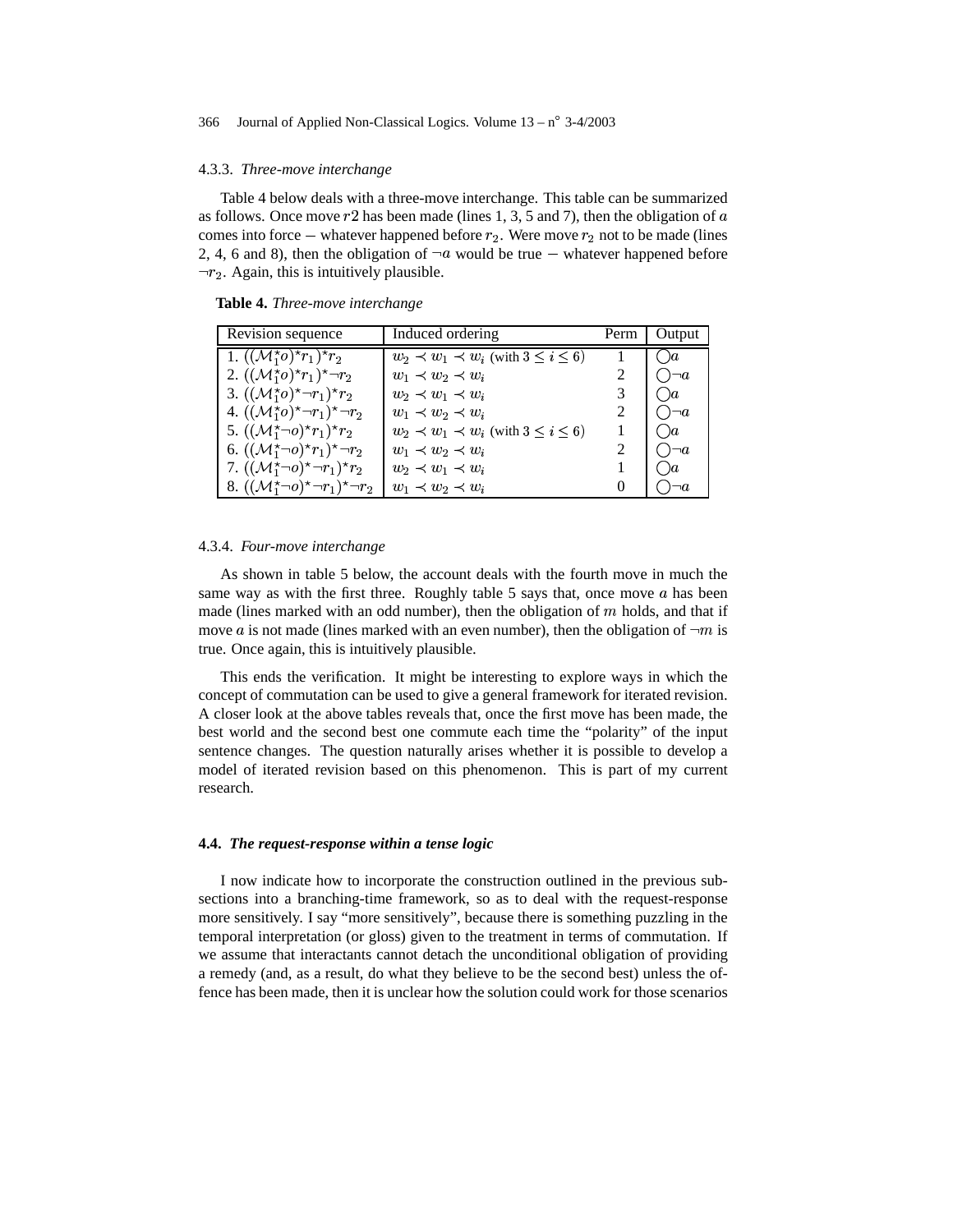#### 4.3.3. *Three-move interchange*

Table 4 below deals with a three-move interchange. This table can be summarized as follows. Once move $r2$ has been made (lines 1, 3, 5 and 7), then the obligation of $a$ comes into force – whatever happened before $r_2$. Were move $r_2$ not to be made (lines 2, 4, 6 and 8), then the obligation of $\neg a$ would be true – whatever happened before $\neg r_2$. Again, this is intuitively plausible.

**Table 4.** *Three-move interchange*

| Revision sequence | Induced ordering | Perm | Output |
|---|---|---|---|
| 1. $((\mathcal{M}_1^\star o)^\star r_1)^\star r_2$ | $w_2 \prec w_1 \prec w_i$ (with $3 \leq i \leq 6$) | 1 | $\bigcirc a$ |
| 2. $((\mathcal{M}_1^\star o)^\star r_1)^\star \neg r_2$ | $w_1 \prec w_2 \prec w_i$ | 2 | $\bigcirc \neg a$ |
| 3. $((\mathcal{M}_1^\star o)^\star \neg r_1)^\star r_2$ | $w_2 \prec w_1 \prec w_i$ | 3 | $\bigcirc a$ |
| 4. $((\mathcal{M}_1^\star o)^\star \neg r_1)^\star \neg r_2$ | $w_1 \prec w_2 \prec w_i$ | 2 | $\bigcirc \neg a$ |
| 5. $((\mathcal{M}_1^\star \neg o)^\star r_1)^\star r_2$ | $w_2 \prec w_1 \prec w_i$ (with $3 \leq i \leq 6$) | 1 | $\bigcirc a$ |
| 6. $((\mathcal{M}_1^\star \neg o)^\star r_1)^\star \neg r_2$ | $w_1 \prec w_2 \prec w_i$ | 2 | $\bigcirc \neg a$ |
| 7. $((\mathcal{M}_1^\star \neg o)^\star \neg r_1)^\star r_2$ | $w_2 \prec w_1 \prec w_i$ | 1 | $\bigcirc a$ |
| 8. $((\mathcal{M}_1^\star \neg o)^\star \neg r_1)^\star \neg r_2$ | $w_1 \prec w_2 \prec w_i$ | 0 | $\bigcirc \neg a$ |

#### 4.3.4. *Four-move interchange*

As shown in table 5 below, the account deals with the fourth move in much the same way as with the first three. Roughly table 5 says that, once move $a$ has been made (lines marked with an odd number), then the obligation of $m$ holds, and that if move $a$ is not made (lines marked with an even number), then the obligation of $\neg m$ is true. Once again, this is intuitively plausible.

This ends the verification. It might be interesting to explore ways in which the concept of commutation can be used to give a general framework for iterated revision. A closer look at the above tables reveals that, once the first move has been made, the best world and the second best one commute each time the "polarity" of the input sentence changes. The question naturally arises whether it is possible to develop a model of iterated revision based on this phenomenon. This is part of my current research.

### 4.4. *The request-response within a tense logic*

I now indicate how to incorporate the construction outlined in the previous subsections into a branching-time framework, so as to deal with the request-response more sensitively. I say "more sensitively", because there is something puzzling in the temporal interpretation (or gloss) given to the treatment in terms of commutation. If we assume that interactants cannot detach the unconditional obligation of providing a remedy (and, as a result, do what they believe to be the second best) unless the offence has been made, then it is unclear how the solution could work for those scenarios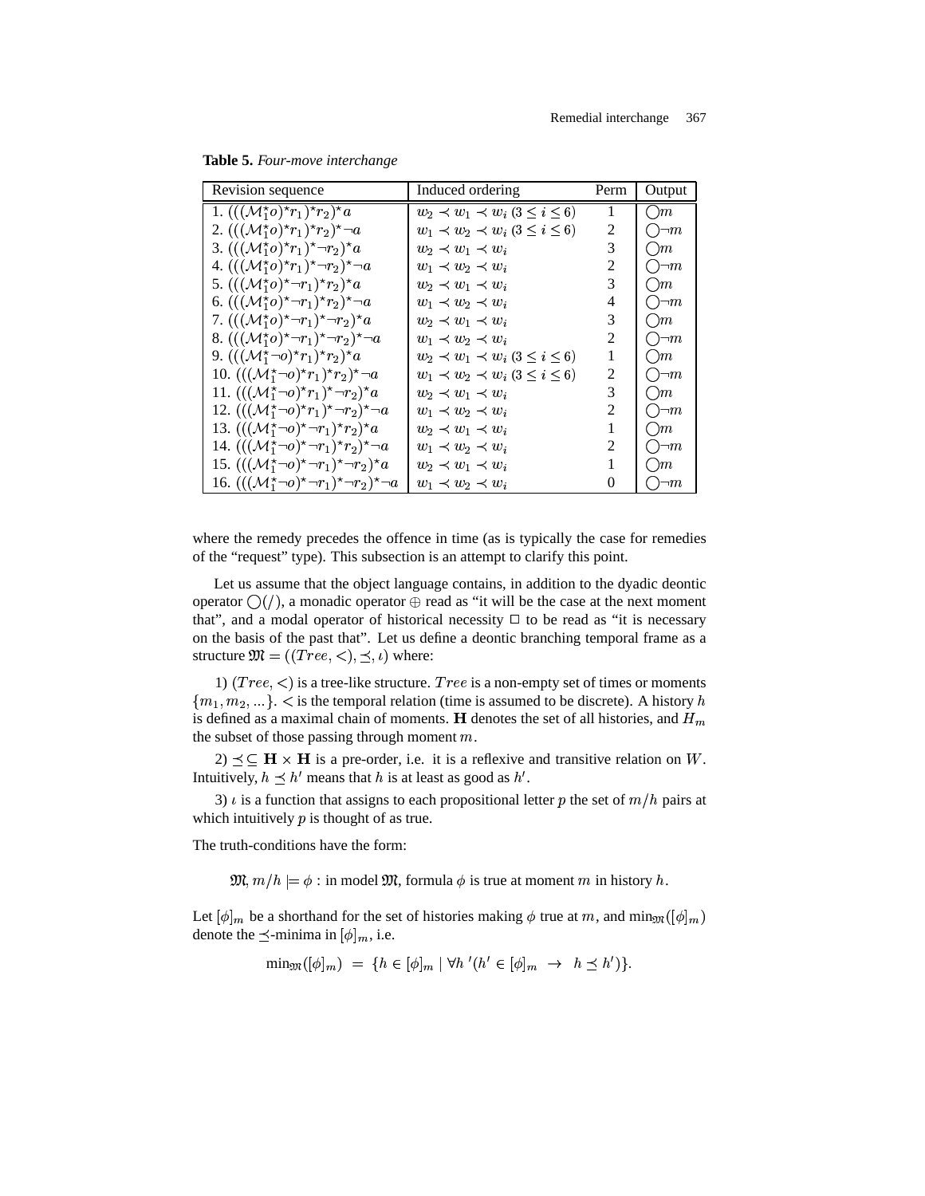**Table 5.** *Four-move interchange*

| Revision sequence | Induced ordering | Perm | Output |
|---|---|---|---|
| 1. $(((\mathcal{M}_1^\star o)^\star r_1)^\star r_2)^\star a$ | $w_2 \prec w_1 \prec w_i$ $(3 \leq i \leq 6)$ | 1 | $\bigcirc m$ |
| 2. $(((\mathcal{M}_1^\star o)^\star r_1)^\star r_2)^\star \neg a$ | $w_1 \prec w_2 \prec w_i$ $(3 \leq i \leq 6)$ | 2 | $\bigcirc \neg m$ |
| 3. $(((\mathcal{M}_1^\star o)^\star r_1)^\star \neg r_2)^\star a$ | $w_2 \prec w_1 \prec w_i$ | 3 | $\bigcirc m$ |
| 4. $(((\mathcal{M}_1^\star o)^\star r_1)^\star \neg r_2)^\star \neg a$ | $w_1 \prec w_2 \prec w_i$ | 2 | $\bigcirc \neg m$ |
| 5. $(((\mathcal{M}_1^\star o)^\star \neg r_1)^\star r_2)^\star a$ | $w_2 \prec w_1 \prec w_i$ | 3 | $\bigcirc m$ |
| 6. $(((\mathcal{M}_1^\star o)^\star \neg r_1)^\star r_2)^\star \neg a$ | $w_1 \prec w_2 \prec w_i$ | 4 | $\bigcirc \neg m$ |
| 7. $(((\mathcal{M}_1^\star o)^\star \neg r_1)^\star \neg r_2)^\star a$ | $w_2 \prec w_1 \prec w_i$ | 3 | $\bigcirc m$ |
| 8. $(((\mathcal{M}_1^\star o)^\star \neg r_1)^\star \neg r_2)^\star \neg a$ | $w_1 \prec w_2 \prec w_i$ | 2 | $\bigcirc \neg m$ |
| 9. $(((\mathcal{M}_1^\star \neg o)^\star r_1)^\star r_2)^\star a$ | $w_2 \prec w_1 \prec w_i$ $(3 \leq i \leq 6)$ | 1 | $\bigcirc m$ |
| 10. $(((\mathcal{M}_1^\star \neg o)^\star r_1)^\star r_2)^\star \neg a$ | $w_1 \prec w_2 \prec w_i$ $(3 \leq i \leq 6)$ | 2 | $\bigcirc \neg m$ |
| 11. $(((\mathcal{M}_1^\star \neg o)^\star r_1)^\star \neg r_2)^\star a$ | $w_2 \prec w_1 \prec w_i$ | 3 | $\bigcirc m$ |
| 12. $(((\mathcal{M}_1^\star \neg o)^\star r_1)^\star \neg r_2)^\star \neg a$ | $w_1 \prec w_2 \prec w_i$ | 2 | $\bigcirc \neg m$ |
| 13. $(((\mathcal{M}_1^\star \neg o)^\star \neg r_1)^\star r_2)^\star a$ | $w_2 \prec w_1 \prec w_i$ | 1 | $\bigcirc m$ |
| 14. $(((\mathcal{M}_1^\star \neg o)^\star \neg r_1)^\star r_2)^\star \neg a$ | $w_1 \prec w_2 \prec w_i$ | 2 | $\bigcirc \neg m$ |
| 15. $(((\mathcal{M}_1^\star \neg o)^\star \neg r_1)^\star \neg r_2)^\star a$ | $w_2 \prec w_1 \prec w_i$ | 1 | $\bigcirc m$ |
| 16. $(((\mathcal{M}_1^\star \neg o)^\star \neg r_1)^\star \neg r_2)^\star \neg a$ | $w_1 \prec w_2 \prec w_i$ | 0 | $\bigcirc \neg m$ |

where the remedy precedes the offence in time (as is typically the case for remedies of the "request" type). This subsection is an attempt to clarify this point.

Let us assume that the object language contains, in addition to the dyadic deontic operator $\bigcirc(/)$, a monadic operator $\oplus$ read as "it will be the case at the next moment that", and a modal operator of historical necessity $\Box$ to be read as "it is necessary on the basis of the past that". Let us define a deontic branching temporal frame as a structure $\mathfrak{M} = ((Tree, <), \preceq, \iota)$ where:

1) $(Tree, <)$ is a tree-like structure. $Tree$ is a non-empty set of times or moments $\{m_1, m_2, ...\}$. $<$ is the temporal relation (time is assumed to be discrete). A history $h$ is defined as a maximal chain of moments. $\mathbf{H}$ denotes the set of all histories, and $H_m$ the subset of those passing through moment $m$.

2) $\preceq \subseteq \mathbf{H} \times \mathbf{H}$ is a pre-order, i.e. it is a reflexive and transitive relation on $W$. Intuitively, $h \preceq h'$ means that $h$ is at least as good as $h'$.

3) $\iota$ is a function that assigns to each propositional letter $p$ the set of $m/h$ pairs at which intuitively $p$ is thought of as true.

The truth-conditions have the form:

$\mathfrak{M}, m/h \models \phi$ : in model $\mathfrak{M}$, formula $\phi$ is true at moment $m$ in history $h$.

Let $[\phi]_m$ be a shorthand for the set of histories making $\phi$ true at $m$, and $\min_{\mathfrak{M}}([\phi]_m)$ denote the $\preceq$-minima in $[\phi]_m$, i.e.

$$\min_{\mathfrak{M}}([\phi]_m) \;=\; \{h \in [\phi]_m \mid \forall h'(h' \in [\phi]_m \;\rightarrow\; h \preceq h')\}.$$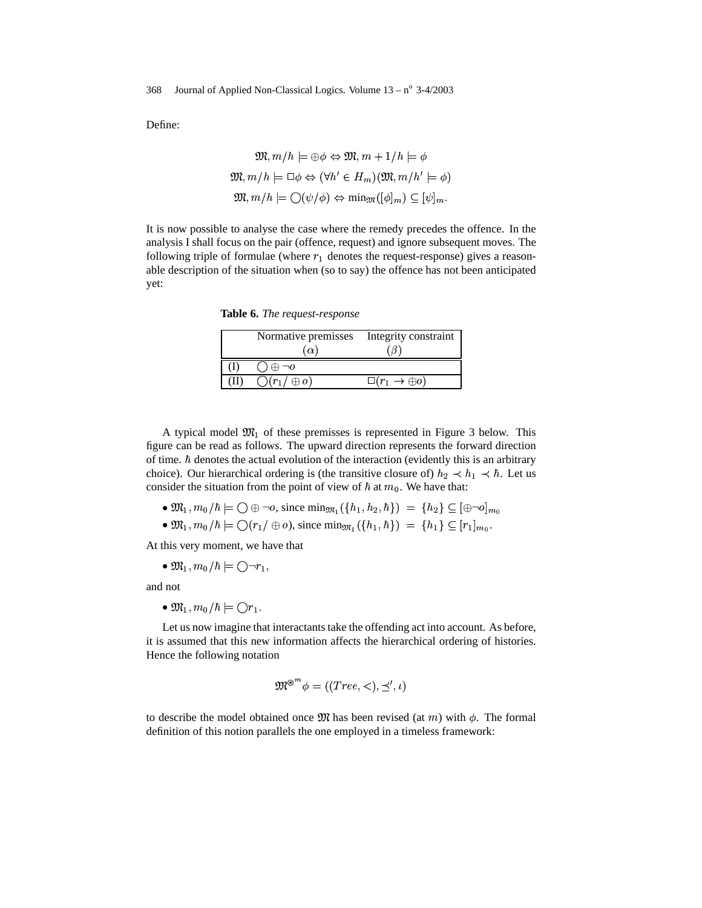Define:

$$\mathfrak{M}, m/h \models \oplus\phi \Leftrightarrow \mathfrak{M}, m+1/h \models \phi$$

$$\mathfrak{M}, m/h \models \Box\phi \Leftrightarrow (\forall h' \in H_m)(\mathfrak{M}, m/h' \models \phi)$$

$$\mathfrak{M}, m/h \models \bigcirc(\psi/\phi) \Leftrightarrow \min_{\mathfrak{M}}([\phi]_m) \subseteq [\psi]_m.$$

It is now possible to analyse the case where the remedy precedes the offence. In the analysis I shall focus on the pair (offence, request) and ignore subsequent moves. The following triple of formulae (where $r_1$ denotes the request-response) gives a reasonable description of the situation when (so to say) the offence has not been anticipated yet:

**Table 6.** *The request-response*

| | Normative premisses $(\alpha)$ | Integrity constraint $(\beta)$ |
|---|---|---|
| (I) | $\bigcirc \oplus \neg o$ | |
| (II) | $\bigcirc(r_1/\oplus o)$ | $\Box(r_1 \rightarrow \oplus o)$ |

A typical model $\mathfrak{M}_1$ of these premisses is represented in Figure 3 below. This figure can be read as follows. The upward direction represents the forward direction of time. $\hbar$ denotes the actual evolution of the interaction (evidently this is an arbitrary choice). Our hierarchical ordering is (the transitive closure of) $h_2 \prec h_1 \prec \hbar$. Let us consider the situation from the point of view of $\hbar$ at $m_0$. We have that:

- $\mathfrak{M}_1, m_0/\hbar \models \bigcirc \oplus \neg o$, since $\min_{\mathfrak{M}_1}(\{h_1, h_2, \hbar\}) = \{h_2\} \subseteq [\oplus\neg o]_{m_0}$
- $\mathfrak{M}_1, m_0/\hbar \models \bigcirc(r_1/\oplus o)$, since $\min_{\mathfrak{M}_1}(\{h_1, \hbar\}) = \{h_1\} \subseteq [r_1]_{m_0}$.

At this very moment, we have that

- $\mathfrak{M}_1, m_0/\hbar \models \bigcirc\neg r_1$,

and not

- $\mathfrak{M}_1, m_0/\hbar \models \bigcirc r_1$.

Let us now imagine that interactants take the offending act into account. As before, it is assumed that this new information affects the hierarchical ordering of histories. Hence the following notation

$$\mathfrak{M}^{\circledast^m}\phi = ((Tree, <), \preceq', \iota)$$

to describe the model obtained once $\mathfrak{M}$ has been revised (at $m$) with $\phi$. The formal definition of this notion parallels the one employed in a timeless framework: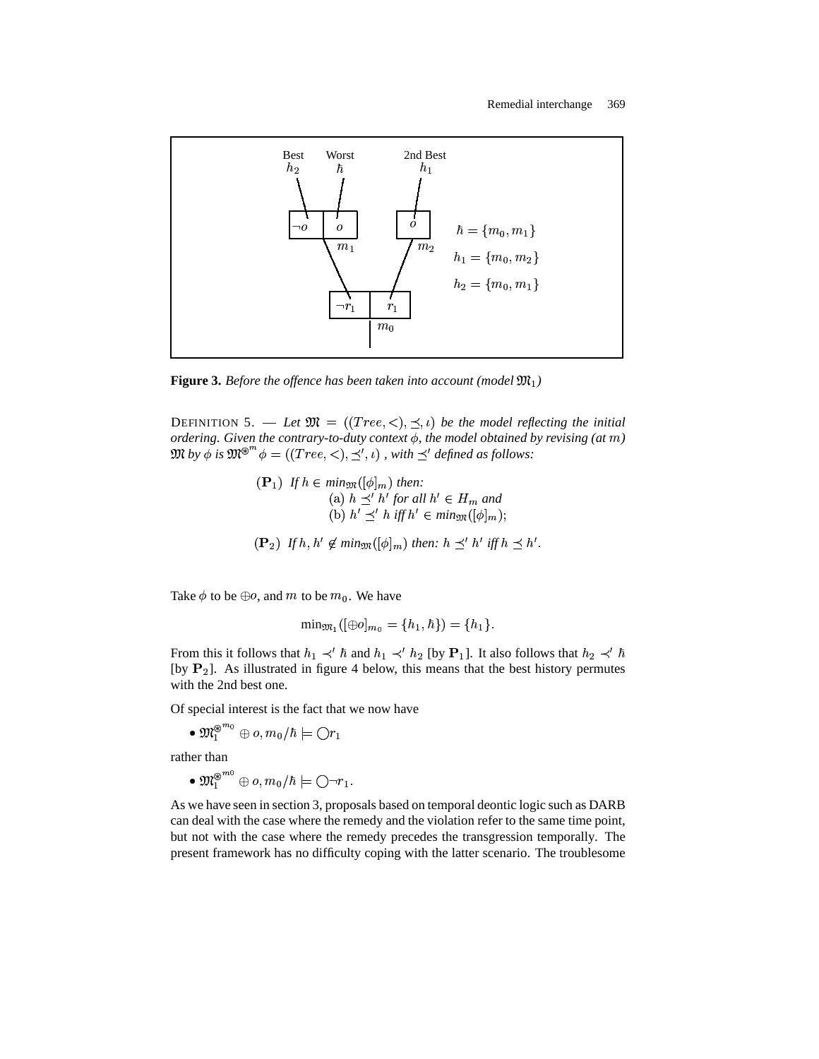Best Worst 2nd Best

$h_2$ $\hbar$ $h_1$

$\neg o$ | $o$ | $o$

$m_1$ $m_2$

$\neg r_1$ | $r_1$

$m_0$

$\hbar = \{m_0, m_1\}$

$h_1 = \{m_0, m_2\}$

$h_2 = \{m_0, m_1\}$

**Figure 3.** *Before the offence has been taken into account (model $\mathfrak{M}_1$)*

DEFINITION 5. — *Let $\mathfrak{M} = ((Tree, <), \preceq, \iota)$ be the model reflecting the initial ordering. Given the contrary-to-duty context $\phi$, the model obtained by revising (at $m$) $\mathfrak{M}$ by $\phi$ is $\mathfrak{M}^{\circledast^m}\phi = ((Tree, <), \preceq', \iota)$ , with $\preceq'$ defined as follows:*

$(\mathbf{P}_1)$ *If $h \in min_{\mathfrak{M}}([\phi]_m)$ then:*
 (a) *$h \preceq' h'$ for all $h' \in H_m$ and*
 (b) *$h' \preceq' h$ iff $h' \in min_{\mathfrak{M}}([\phi]_m)$;*

$(\mathbf{P}_2)$ *If $h, h' \notin min_{\mathfrak{M}}([\phi]_m)$ then: $h \preceq' h'$ iff $h \preceq h'$.*

Take $\phi$ to be $\oplus o$, and $m$ to be $m_0$. We have

$$\min_{\mathfrak{M}_1}([\oplus o]_{m_0} = \{h_1, \hbar\}) = \{h_1\}.$$

From this it follows that $h_1 \prec' \hbar$ and $h_1 \prec' h_2$ [by $\mathbf{P}_1$]. It also follows that $h_2 \prec' \hbar$ [by $\mathbf{P}_2$]. As illustrated in figure 4 below, this means that the best history permutes with the 2nd best one.

Of special interest is the fact that we now have

- $\mathfrak{M}_1^{\circledast^{m_0}} \oplus o, m_0/\hbar \models \bigcirc r_1$

rather than

- $\mathfrak{M}_1^{\circledast^{m_0}} \oplus o, m_0/\hbar \models \bigcirc \neg r_1$.

As we have seen in section 3, proposals based on temporal deontic logic such as DARB can deal with the case where the remedy and the violation refer to the same time point, but not with the case where the remedy precedes the transgression temporally. The present framework has no difficulty coping with the latter scenario. The troublesome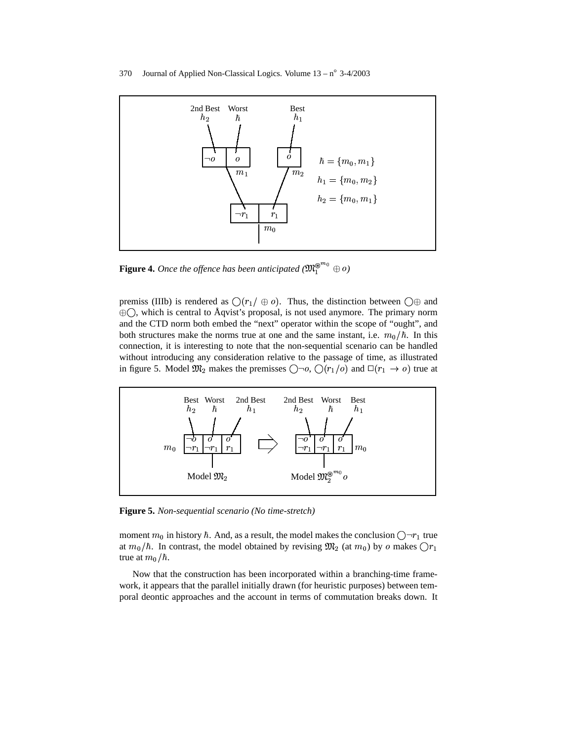**Figure 4.** *Once the offence has been anticipated ($\mathfrak{M}_1^{\circledast^{m_0}} \oplus o$)*

premiss (IIIb) is rendered as $\bigcirc(r_1/ \oplus o)$. Thus, the distinction between $\bigcirc\oplus$ and $\oplus\bigcirc$, which is central to Åqvist's proposal, is not used anymore. The primary norm and the CTD norm both embed the "next" operator within the scope of "ought", and both structures make the norms true at one and the same instant, i.e. $m_0/\hbar$. In this connection, it is interesting to note that the non-sequential scenario can be handled without introducing any consideration relative to the passage of time, as illustrated in figure 5. Model $\mathfrak{M}_2$ makes the premisses $\bigcirc\neg o$, $\bigcirc(r_1/o)$ and $\Box(r_1 \rightarrow o)$ true at

**Figure 5.** *Non-sequential scenario (No time-stretch)*

moment $m_0$ in history $\hbar$. And, as a result, the model makes the conclusion $\bigcirc\neg r_1$ true at $m_0/\hbar$. In contrast, the model obtained by revising $\mathfrak{M}_2$ (at $m_0$) by $o$ makes $\bigcirc r_1$ true at $m_0/\hbar$.

Now that the construction has been incorporated within a branching-time framework, it appears that the parallel initially drawn (for heuristic purposes) between temporal deontic approaches and the account in terms of commutation breaks down. It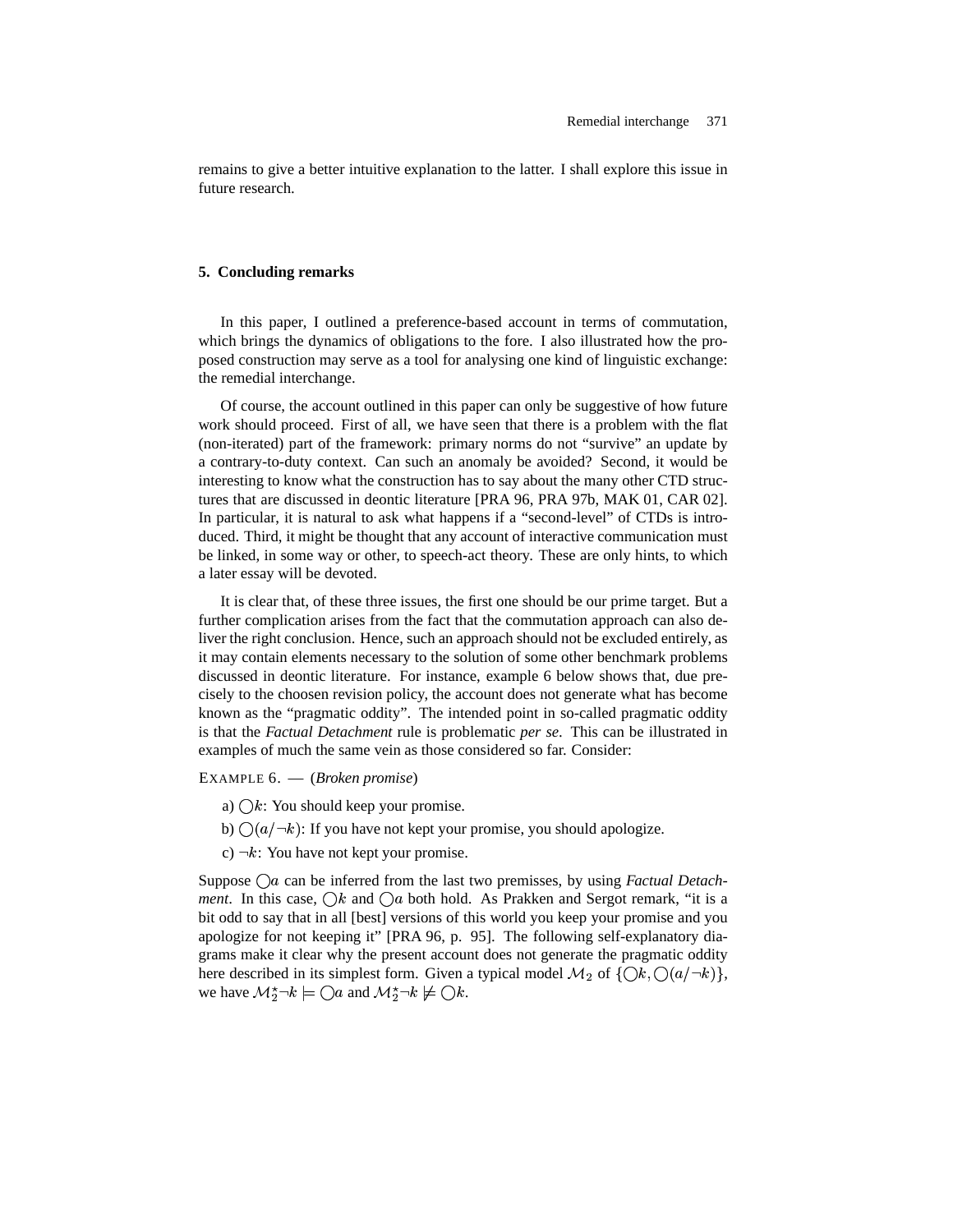remains to give a better intuitive explanation to the latter. I shall explore this issue in future research.

## 5. Concluding remarks

In this paper, I outlined a preference-based account in terms of commutation, which brings the dynamics of obligations to the fore. I also illustrated how the proposed construction may serve as a tool for analysing one kind of linguistic exchange: the remedial interchange.

Of course, the account outlined in this paper can only be suggestive of how future work should proceed. First of all, we have seen that there is a problem with the flat (non-iterated) part of the framework: primary norms do not "survive" an update by a contrary-to-duty context. Can such an anomaly be avoided? Second, it would be interesting to know what the construction has to say about the many other CTD structures that are discussed in deontic literature [PRA 96, PRA 97b, MAK 01, CAR 02]. In particular, it is natural to ask what happens if a "second-level" of CTDs is introduced. Third, it might be thought that any account of interactive communication must be linked, in some way or other, to speech-act theory. These are only hints, to which a later essay will be devoted.

It is clear that, of these three issues, the first one should be our prime target. But a further complication arises from the fact that the commutation approach can also deliver the right conclusion. Hence, such an approach should not be excluded entirely, as it may contain elements necessary to the solution of some other benchmark problems discussed in deontic literature. For instance, example 6 below shows that, due precisely to the choosen revision policy, the account does not generate what has become known as the "pragmatic oddity". The intended point in so-called pragmatic oddity is that the *Factual Detachment* rule is problematic *per se*. This can be illustrated in examples of much the same vein as those considered so far. Consider:

EXAMPLE 6. — (*Broken promise*)

a) $\bigcirc k$: You should keep your promise.

b) $\bigcirc(a/\neg k)$: If you have not kept your promise, you should apologize.

c) $\neg k$: You have not kept your promise.

Suppose $\bigcirc a$ can be inferred from the last two premisses, by using *Factual Detachment*. In this case, $\bigcirc k$ and $\bigcirc a$ both hold. As Prakken and Sergot remark, "it is a bit odd to say that in all [best] versions of this world you keep your promise and you apologize for not keeping it" [PRA 96, p. 95]. The following self-explanatory diagrams make it clear why the present account does not generate the pragmatic oddity here described in its simplest form. Given a typical model $\mathcal{M}_2$ of $\{\bigcirc k, \bigcirc(a/\neg k)\}$, we have $\mathcal{M}_2^{\star}\neg k \models \bigcirc a$ and $\mathcal{M}_2^{\star}\neg k \not\models \bigcirc k$.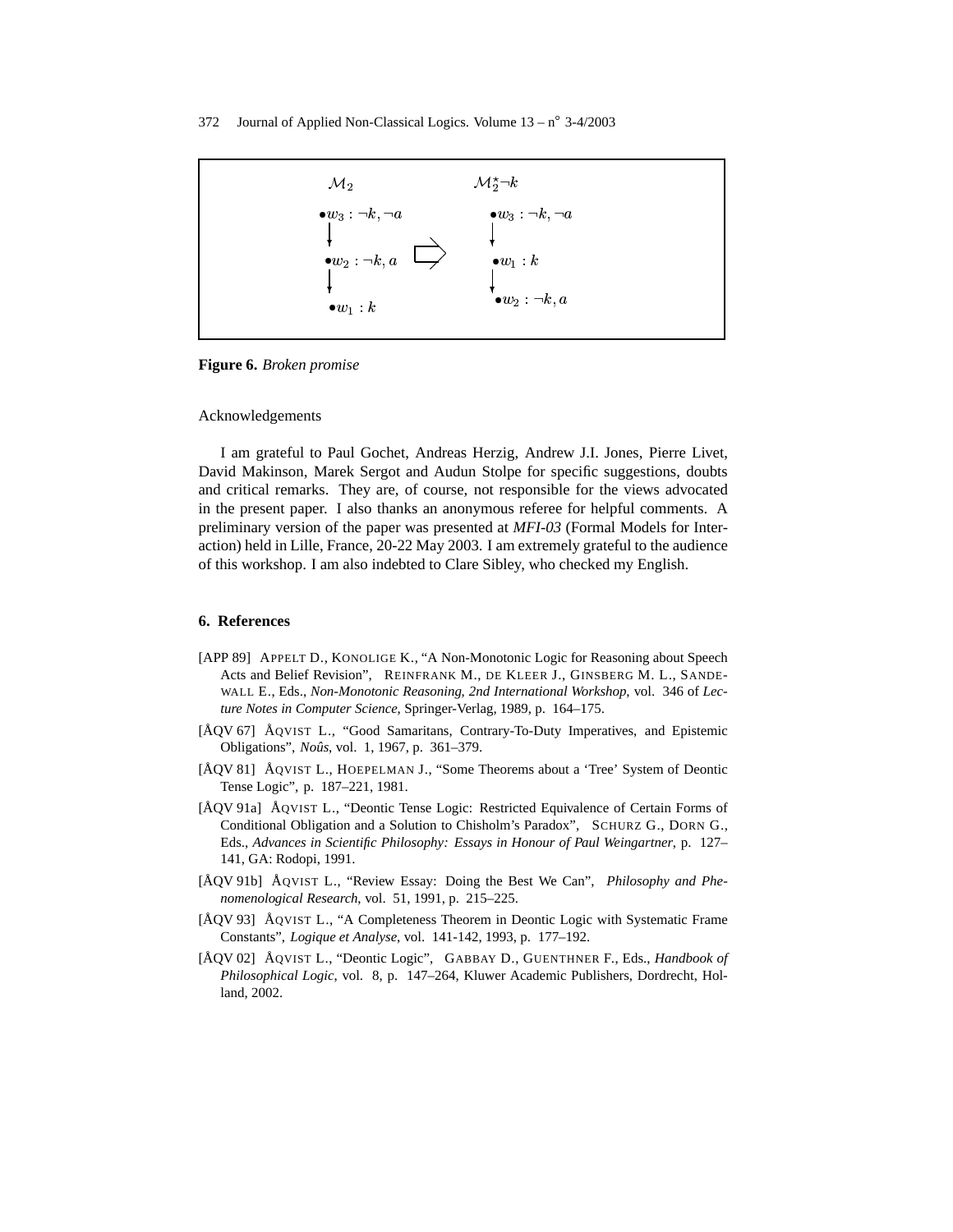$\mathcal{M}_2$ &nbsp;&nbsp;&nbsp;&nbsp;&nbsp;&nbsp;&nbsp;&nbsp; $\mathcal{M}_2^{\star}\neg k$

$\bullet w_3 : \neg k, \neg a$ &nbsp;&nbsp;&nbsp;&nbsp; $\bullet w_3 : \neg k, \neg a$

$\bullet w_2 : \neg k, a$ &nbsp;&nbsp; $\Rightarrow$ &nbsp;&nbsp; $\bullet w_1 : k$

$\bullet w_1 : k$ &nbsp;&nbsp;&nbsp;&nbsp;&nbsp;&nbsp;&nbsp;&nbsp; $\bullet w_2 : \neg k, a$

**Figure 6.** *Broken promise*

Acknowledgements

I am grateful to Paul Gochet, Andreas Herzig, Andrew J.I. Jones, Pierre Livet, David Makinson, Marek Sergot and Audun Stolpe for specific suggestions, doubts and critical remarks. They are, of course, not responsible for the views advocated in the present paper. I also thanks an anonymous referee for helpful comments. A preliminary version of the paper was presented at *MFI-03* (Formal Models for Interaction) held in Lille, France, 20-22 May 2003. I am extremely grateful to the audience of this workshop. I am also indebted to Clare Sibley, who checked my English.

## 6. References

[APP 89] APPELT D., KONOLIGE K., "A Non-Monotonic Logic for Reasoning about Speech Acts and Belief Revision", REINFRANK M., DE KLEER J., GINSBERG M. L., SANDEWALL E., Eds., *Non-Monotonic Reasoning, 2nd International Workshop*, vol. 346 of *Lecture Notes in Computer Science*, Springer-Verlag, 1989, p. 164–175.

[ÅQV 67] ÅQVIST L., "Good Samaritans, Contrary-To-Duty Imperatives, and Epistemic Obligations", *Noûs*, vol. 1, 1967, p. 361–379.

[ÅQV 81] ÅQVIST L., HOEPELMAN J., "Some Theorems about a 'Tree' System of Deontic Tense Logic", p. 187–221, 1981.

[ÅQV 91a] ÅQVIST L., "Deontic Tense Logic: Restricted Equivalence of Certain Forms of Conditional Obligation and a Solution to Chisholm's Paradox", SCHURZ G., DORN G., Eds., *Advances in Scientific Philosophy: Essays in Honour of Paul Weingartner*, p. 127–141, GA: Rodopi, 1991.

[ÅQV 91b] ÅQVIST L., "Review Essay: Doing the Best We Can", *Philosophy and Phenomenological Research*, vol. 51, 1991, p. 215–225.

[ÅQV 93] ÅQVIST L., "A Completeness Theorem in Deontic Logic with Systematic Frame Constants", *Logique et Analyse*, vol. 141-142, 1993, p. 177–192.

[ÅQV 02] ÅQVIST L., "Deontic Logic", GABBAY D., GUENTHNER F., Eds., *Handbook of Philosophical Logic*, vol. 8, p. 147–264, Kluwer Academic Publishers, Dordrecht, Holland, 2002.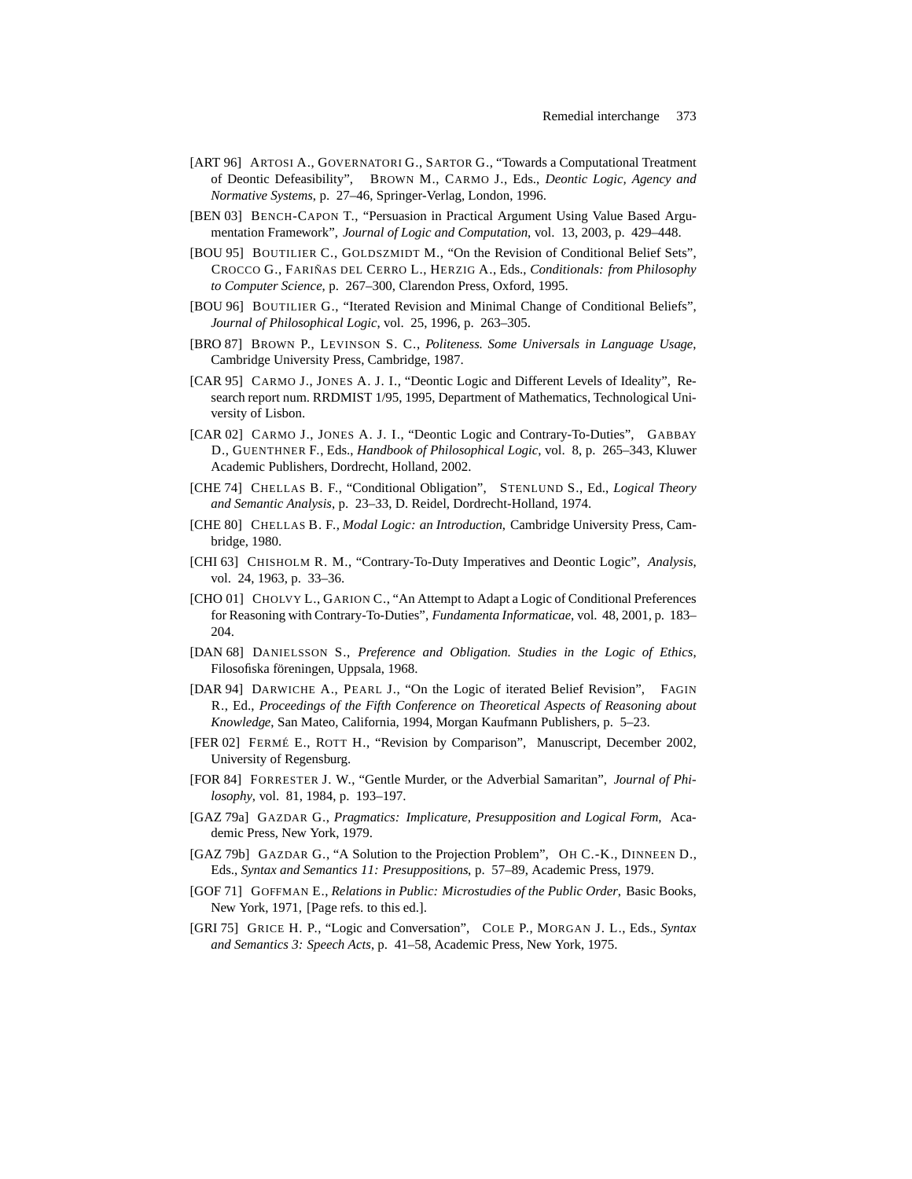[ART 96] Artosi A., Governatori G., Sartor G., "Towards a Computational Treatment of Deontic Defeasibility", Brown M., Carmo J., Eds., *Deontic Logic, Agency and Normative Systems*, p. 27–46, Springer-Verlag, London, 1996.

[BEN 03] Bench-Capon T., "Persuasion in Practical Argument Using Value Based Argumentation Framework", *Journal of Logic and Computation*, vol. 13, 2003, p. 429–448.

[BOU 95] Boutilier C., Goldszmidt M., "On the Revision of Conditional Belief Sets", Crocco G., Fariñas del Cerro L., Herzig A., Eds., *Conditionals: from Philosophy to Computer Science*, p. 267–300, Clarendon Press, Oxford, 1995.

[BOU 96] Boutilier G., "Iterated Revision and Minimal Change of Conditional Beliefs", *Journal of Philosophical Logic*, vol. 25, 1996, p. 263–305.

[BRO 87] Brown P., Levinson S. C., *Politeness. Some Universals in Language Usage*, Cambridge University Press, Cambridge, 1987.

[CAR 95] Carmo J., Jones A. J. I., "Deontic Logic and Different Levels of Ideality", Research report num. RRDMIST 1/95, 1995, Department of Mathematics, Technological University of Lisbon.

[CAR 02] Carmo J., Jones A. J. I., "Deontic Logic and Contrary-To-Duties", Gabbay D., Guenthner F., Eds., *Handbook of Philosophical Logic*, vol. 8, p. 265–343, Kluwer Academic Publishers, Dordrecht, Holland, 2002.

[CHE 74] Chellas B. F., "Conditional Obligation", Stenlund S., Ed., *Logical Theory and Semantic Analysis*, p. 23–33, D. Reidel, Dordrecht-Holland, 1974.

[CHE 80] Chellas B. F., *Modal Logic: an Introduction*, Cambridge University Press, Cambridge, 1980.

[CHI 63] Chisholm R. M., "Contrary-To-Duty Imperatives and Deontic Logic", *Analysis*, vol. 24, 1963, p. 33–36.

[CHO 01] Cholvy L., Garion C., "An Attempt to Adapt a Logic of Conditional Preferences for Reasoning with Contrary-To-Duties", *Fundamenta Informaticae*, vol. 48, 2001, p. 183–204.

[DAN 68] Danielsson S., *Preference and Obligation. Studies in the Logic of Ethics*, Filosofiska föreningen, Uppsala, 1968.

[DAR 94] Darwiche A., Pearl J., "On the Logic of iterated Belief Revision", Fagin R., Ed., *Proceedings of the Fifth Conference on Theoretical Aspects of Reasoning about Knowledge*, San Mateo, California, 1994, Morgan Kaufmann Publishers, p. 5–23.

[FER 02] Fermé E., Rott H., "Revision by Comparison", Manuscript, December 2002, University of Regensburg.

[FOR 84] Forrester J. W., "Gentle Murder, or the Adverbial Samaritan", *Journal of Philosophy*, vol. 81, 1984, p. 193–197.

[GAZ 79a] Gazdar G., *Pragmatics: Implicature, Presupposition and Logical Form*, Academic Press, New York, 1979.

[GAZ 79b] Gazdar G., "A Solution to the Projection Problem", Oh C.-K., Dinneen D., Eds., *Syntax and Semantics 11: Presuppositions*, p. 57–89, Academic Press, 1979.

[GOF 71] Goffman E., *Relations in Public: Microstudies of the Public Order*, Basic Books, New York, 1971, [Page refs. to this ed.].

[GRI 75] Grice H. P., "Logic and Conversation", Cole P., Morgan J. L., Eds., *Syntax and Semantics 3: Speech Acts*, p. 41–58, Academic Press, New York, 1975.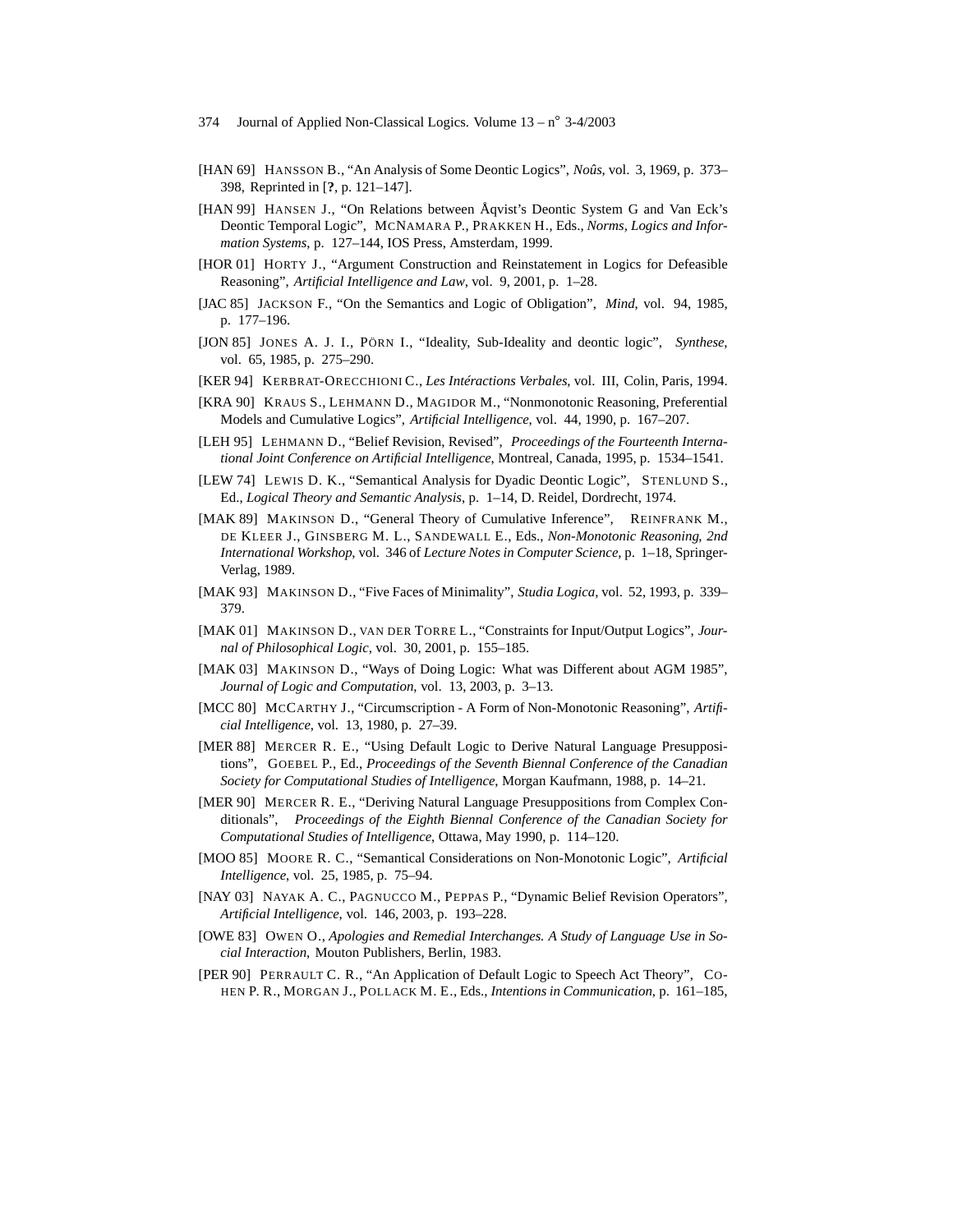[HAN 69] HANSSON B., "An Analysis of Some Deontic Logics", *Noûs*, vol. 3, 1969, p. 373–398, Reprinted in [**?**, p. 121–147].

[HAN 99] HANSEN J., "On Relations between Åqvist's Deontic System G and Van Eck's Deontic Temporal Logic", MCNAMARA P., PRAKKEN H., Eds., *Norms, Logics and Information Systems*, p. 127–144, IOS Press, Amsterdam, 1999.

[HOR 01] HORTY J., "Argument Construction and Reinstatement in Logics for Defeasible Reasoning", *Artificial Intelligence and Law*, vol. 9, 2001, p. 1–28.

[JAC 85] JACKSON F., "On the Semantics and Logic of Obligation", *Mind*, vol. 94, 1985, p. 177–196.

[JON 85] JONES A. J. I., PÖRN I., "Ideality, Sub-Ideality and deontic logic", *Synthese*, vol. 65, 1985, p. 275–290.

[KER 94] KERBRAT-ORECCHIONI C., *Les Intéractions Verbales*, vol. III, Colin, Paris, 1994.

[KRA 90] KRAUS S., LEHMANN D., MAGIDOR M., "Nonmonotonic Reasoning, Preferential Models and Cumulative Logics", *Artificial Intelligence*, vol. 44, 1990, p. 167–207.

[LEH 95] LEHMANN D., "Belief Revision, Revised", *Proceedings of the Fourteenth International Joint Conference on Artificial Intelligence*, Montreal, Canada, 1995, p. 1534–1541.

[LEW 74] LEWIS D. K., "Semantical Analysis for Dyadic Deontic Logic", STENLUND S., Ed., *Logical Theory and Semantic Analysis*, p. 1–14, D. Reidel, Dordrecht, 1974.

[MAK 89] MAKINSON D., "General Theory of Cumulative Inference", REINFRANK M., DE KLEER J., GINSBERG M. L., SANDEWALL E., Eds., *Non-Monotonic Reasoning, 2nd International Workshop*, vol. 346 of *Lecture Notes in Computer Science*, p. 1–18, Springer-Verlag, 1989.

[MAK 93] MAKINSON D., "Five Faces of Minimality", *Studia Logica*, vol. 52, 1993, p. 339–379.

[MAK 01] MAKINSON D., VAN DER TORRE L., "Constraints for Input/Output Logics", *Journal of Philosophical Logic*, vol. 30, 2001, p. 155–185.

[MAK 03] MAKINSON D., "Ways of Doing Logic: What was Different about AGM 1985", *Journal of Logic and Computation*, vol. 13, 2003, p. 3–13.

[MCC 80] MCCARTHY J., "Circumscription - A Form of Non-Monotonic Reasoning", *Artificial Intelligence*, vol. 13, 1980, p. 27–39.

[MER 88] MERCER R. E., "Using Default Logic to Derive Natural Language Presuppositions", GOEBEL P., Ed., *Proceedings of the Seventh Biennal Conference of the Canadian Society for Computational Studies of Intelligence*, Morgan Kaufmann, 1988, p. 14–21.

[MER 90] MERCER R. E., "Deriving Natural Language Presuppositions from Complex Conditionals", *Proceedings of the Eighth Biennal Conference of the Canadian Society for Computational Studies of Intelligence*, Ottawa, May 1990, p. 114–120.

[MOO 85] MOORE R. C., "Semantical Considerations on Non-Monotonic Logic", *Artificial Intelligence*, vol. 25, 1985, p. 75–94.

[NAY 03] NAYAK A. C., PAGNUCCO M., PEPPAS P., "Dynamic Belief Revision Operators", *Artificial Intelligence*, vol. 146, 2003, p. 193–228.

[OWE 83] OWEN O., *Apologies and Remedial Interchanges. A Study of Language Use in Social Interaction*, Mouton Publishers, Berlin, 1983.

[PER 90] PERRAULT C. R., "An Application of Default Logic to Speech Act Theory", COHEN P. R., MORGAN J., POLLACK M. E., Eds., *Intentions in Communication*, p. 161–185,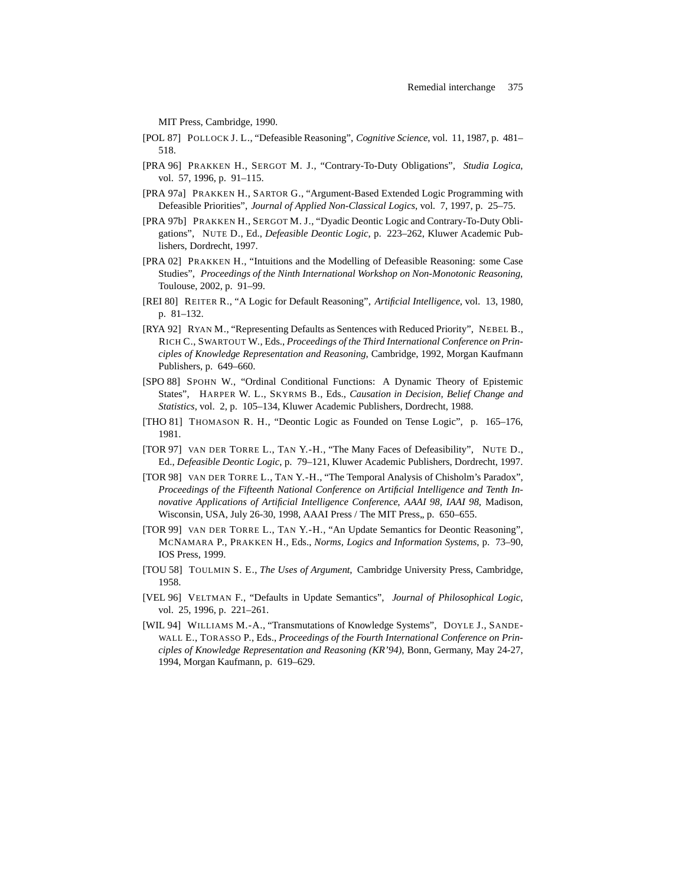MIT Press, Cambridge, 1990.

[POL 87] POLLOCK J. L., "Defeasible Reasoning", *Cognitive Science*, vol. 11, 1987, p. 481–518.

[PRA 96] PRAKKEN H., SERGOT M. J., "Contrary-To-Duty Obligations", *Studia Logica*, vol. 57, 1996, p. 91–115.

[PRA 97a] PRAKKEN H., SARTOR G., "Argument-Based Extended Logic Programming with Defeasible Priorities", *Journal of Applied Non-Classical Logics*, vol. 7, 1997, p. 25–75.

[PRA 97b] PRAKKEN H., SERGOT M. J., "Dyadic Deontic Logic and Contrary-To-Duty Obligations", NUTE D., Ed., *Defeasible Deontic Logic*, p. 223–262, Kluwer Academic Publishers, Dordrecht, 1997.

[PRA 02] PRAKKEN H., "Intuitions and the Modelling of Defeasible Reasoning: some Case Studies", *Proceedings of the Ninth International Workshop on Non-Monotonic Reasoning*, Toulouse, 2002, p. 91–99.

[REI 80] REITER R., "A Logic for Default Reasoning", *Artificial Intelligence*, vol. 13, 1980, p. 81–132.

[RYA 92] RYAN M., "Representing Defaults as Sentences with Reduced Priority", NEBEL B., RICH C., SWARTOUT W., Eds., *Proceedings of the Third International Conference on Principles of Knowledge Representation and Reasoning*, Cambridge, 1992, Morgan Kaufmann Publishers, p. 649–660.

[SPO 88] SPOHN W., "Ordinal Conditional Functions: A Dynamic Theory of Epistemic States", HARPER W. L., SKYRMS B., Eds., *Causation in Decision, Belief Change and Statistics*, vol. 2, p. 105–134, Kluwer Academic Publishers, Dordrecht, 1988.

[THO 81] THOMASON R. H., "Deontic Logic as Founded on Tense Logic", p. 165–176, 1981.

[TOR 97] VAN DER TORRE L., TAN Y.-H., "The Many Faces of Defeasibility", NUTE D., Ed., *Defeasible Deontic Logic*, p. 79–121, Kluwer Academic Publishers, Dordrecht, 1997.

[TOR 98] VAN DER TORRE L., TAN Y.-H., "The Temporal Analysis of Chisholm's Paradox", *Proceedings of the Fifteenth National Conference on Artificial Intelligence and Tenth Innovative Applications of Artificial Intelligence Conference, AAAI 98, IAAI 98*, Madison, Wisconsin, USA, July 26-30, 1998, AAAI Press / The MIT Press,, p. 650–655.

[TOR 99] VAN DER TORRE L., TAN Y.-H., "An Update Semantics for Deontic Reasoning", MCNAMARA P., PRAKKEN H., Eds., *Norms, Logics and Information Systems*, p. 73–90, IOS Press, 1999.

[TOU 58] TOULMIN S. E., *The Uses of Argument*, Cambridge University Press, Cambridge, 1958.

[VEL 96] VELTMAN F., "Defaults in Update Semantics", *Journal of Philosophical Logic*, vol. 25, 1996, p. 221–261.

[WIL 94] WILLIAMS M.-A., "Transmutations of Knowledge Systems", DOYLE J., SANDEWALL E., TORASSO P., Eds., *Proceedings of the Fourth International Conference on Principles of Knowledge Representation and Reasoning (KR'94)*, Bonn, Germany, May 24-27, 1994, Morgan Kaufmann, p. 619–629.